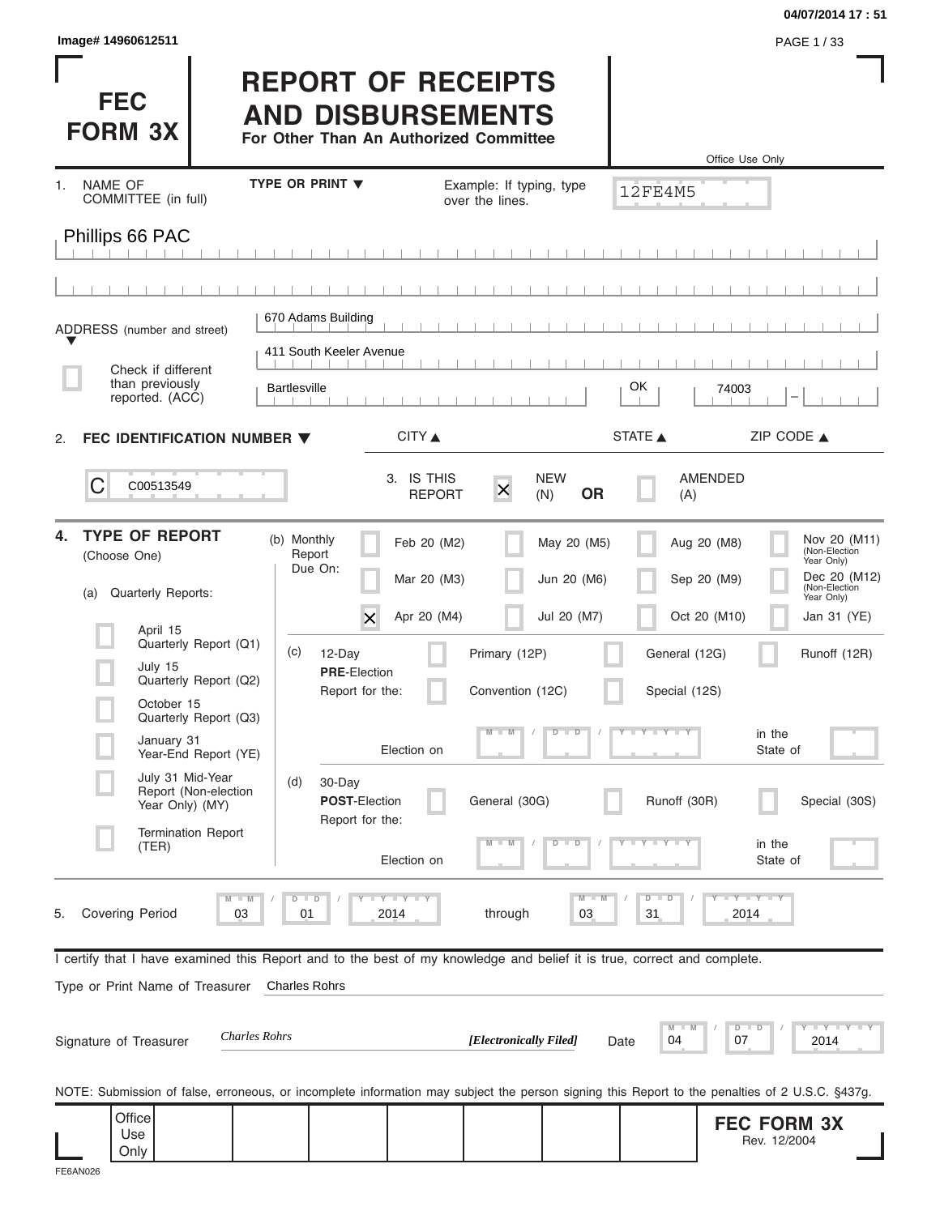04/07/2014 17 : 51

Image# 14960612511

# FEC FORM 3X

# REPORT OF RECEIPTS AND DISBURSEMENTS

**For Other Than An Authorized Committee**

Office Use Only

12FE4M5

1. NAME OF COMMITTEE (in full) — TYPE OR PRINT ▼ — Example: If typing, type over the lines.

Phillips 66 PAC

ADDRESS (number and street)

670 Adams Building

411 South Keeler Avenue

☐ Check if different than previously reported. (ACC)

| CITY | STATE | ZIP CODE |
|---|---|---|
| Bartlesville | OK | 74003 |

2. **FEC IDENTIFICATION NUMBER** ▼

C00513549

3. IS THIS REPORT ☒ NEW (N) **OR** ☐ AMENDED (A)

4. **TYPE OF REPORT** (Choose One)

(a) Quarterly Reports:

- ☐ April 15 Quarterly Report (Q1)
- ☐ July 15 Quarterly Report (Q2)
- ☐ October 15 Quarterly Report (Q3)
- ☐ January 31 Year-End Report (YE)
- ☐ July 31 Mid-Year Report (Non-election Year Only) (MY)
- ☐ Termination Report (TER)

(b) Monthly Report Due On:

| | | | |
|---|---|---|---|
| ☐ Feb 20 (M2) | ☐ May 20 (M5) | ☐ Aug 20 (M8) | ☐ Nov 20 (M11) (Non-Election Year Only) |
| ☐ Mar 20 (M3) | ☐ Jun 20 (M6) | ☐ Sep 20 (M9) | ☐ Dec 20 (M12) (Non-Election Year Only) |
| ☒ Apr 20 (M4) | ☐ Jul 20 (M7) | ☐ Oct 20 (M10) | ☐ Jan 31 (YE) |

(c) 12-Day **PRE**-Election Report for the: ☐ Primary (12P) ☐ General (12G) ☐ Runoff (12R) ☐ Convention (12C) ☐ Special (12S)

Election on MM / DD / YYYY in the State of

(d) 30-Day **POST**-Election Report for the: ☐ General (30G) ☐ Runoff (30R) ☐ Special (30S)

Election on MM / DD / YYYY in the State of

5. Covering Period 03 / 01 / 2014 through 03 / 31 / 2014

I certify that I have examined this Report and to the best of my knowledge and belief it is true, correct and complete.

Type or Print Name of Treasurer: Charles Rohrs

Signature of Treasurer: *Charles Rohrs* ***[Electronically Filed]*** Date 04 / 07 / 2014

NOTE: Submission of false, erroneous, or incomplete information may subject the person signing this Report to the penalties of 2 U.S.C. §437g.

Office Use Only

**FEC FORM 3X** Rev. 12/2004

FE6AN026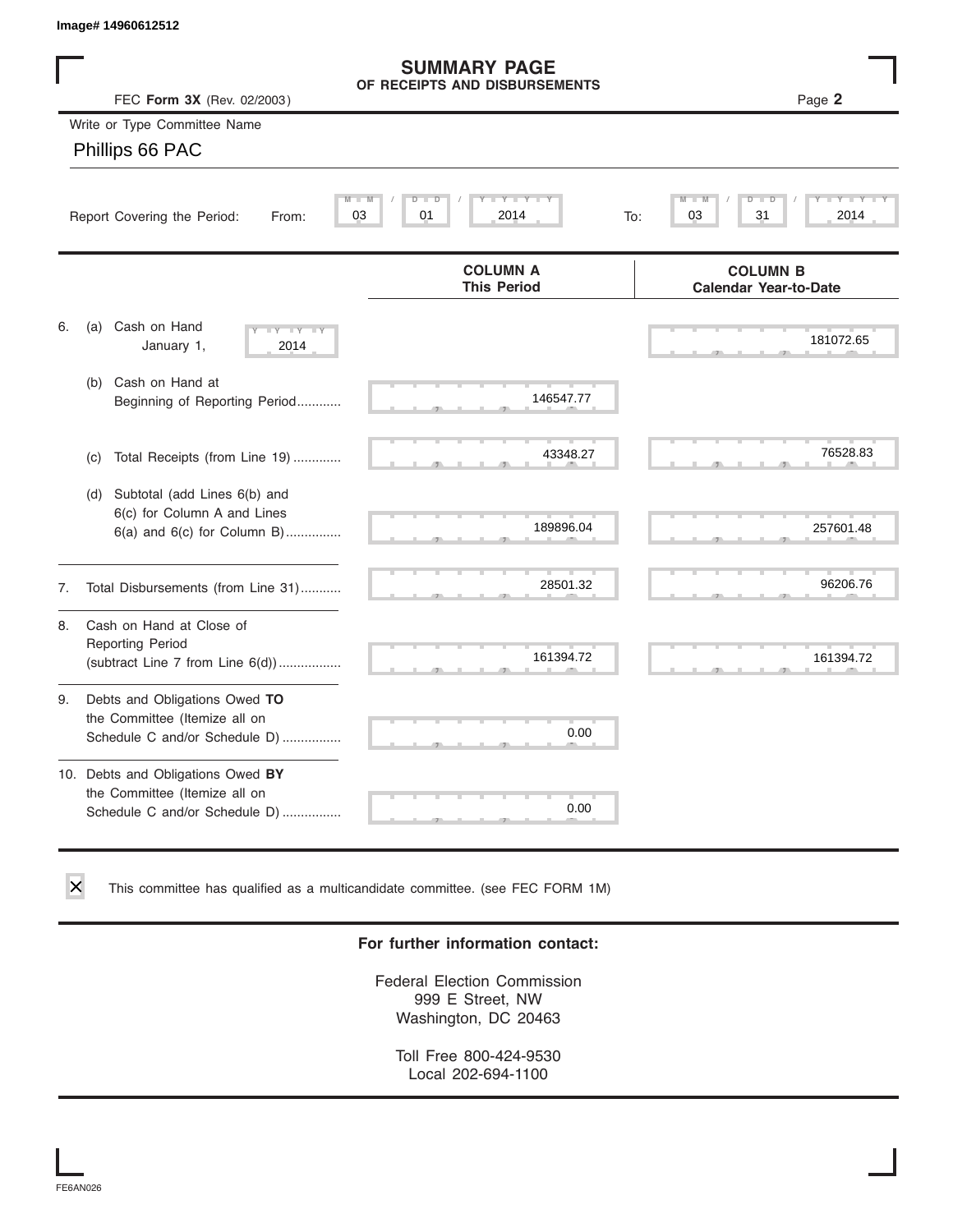Image# 14960612512

# SUMMARY PAGE
## OF RECEIPTS AND DISBURSEMENTS

FEC **Form 3X** (Rev. 02/2003)

Page **2**

Write or Type Committee Name

Phillips 66 PAC

Report Covering the Period: From: 03 / 01 / 2014 To: 03 / 31 / 2014

| | | COLUMN A<br>This Period | COLUMN B<br>Calendar Year-to-Date |
|---|---|---|---|
| 6. | (a) Cash on Hand January 1, 2014 | | 181072.65 |
| | (b) Cash on Hand at Beginning of Reporting Period | 146547.77 | |
| | (c) Total Receipts (from Line 19) | 43348.27 | 76528.83 |
| | (d) Subtotal (add Lines 6(b) and 6(c) for Column A and Lines 6(a) and 6(c) for Column B) | 189896.04 | 257601.48 |
| 7. | Total Disbursements (from Line 31) | 28501.32 | 96206.76 |
| 8. | Cash on Hand at Close of Reporting Period (subtract Line 7 from Line 6(d)) | 161394.72 | 161394.72 |
| 9. | Debts and Obligations Owed **TO** the Committee (Itemize all on Schedule C and/or Schedule D) | 0.00 | |
| 10. | Debts and Obligations Owed **BY** the Committee (Itemize all on Schedule C and/or Schedule D) | 0.00 | |

☒ This committee has qualified as a multicandidate committee. (see FEC FORM 1M)

**For further information contact:**

Federal Election Commission
999 E Street, NW
Washington, DC 20463

Toll Free 800-424-9530
Local 202-694-1100

FE6AN026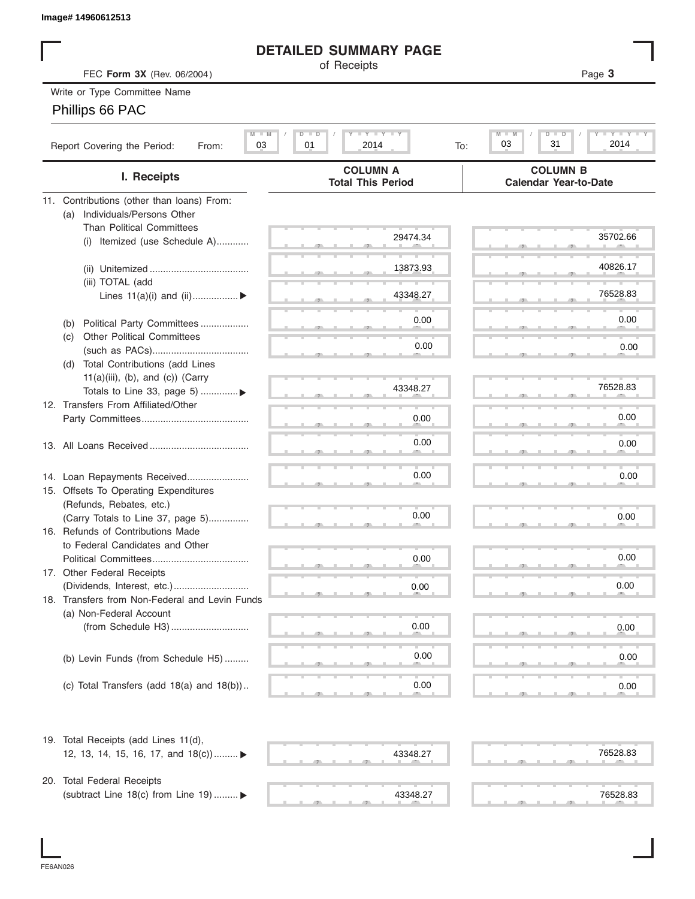Image# 14960612513

# DETAILED SUMMARY PAGE

of Receipts

FEC **Form 3X** (Rev. 06/2004)

Write or Type Committee Name

Phillips 66 PAC

Report Covering the Period: From: 03 / 01 / 2014 To: 03 / 31 / 2014

| I. Receipts | COLUMN A Total This Period | COLUMN B Calendar Year-to-Date |
|---|---|---|
| 11. Contributions (other than loans) From: | | |
| (a) Individuals/Persons Other Than Political Committees | | |
| (i) Itemized (use Schedule A) | 29474.34 | 35702.66 |
| (ii) Unitemized | 13873.93 | 40826.17 |
| (iii) TOTAL (add Lines 11(a)(i) and (ii)) ▶ | 43348.27 | 76528.83 |
| (b) Political Party Committees | 0.00 | 0.00 |
| (c) Other Political Committees (such as PACs) | 0.00 | 0.00 |
| (d) Total Contributions (add Lines 11(a)(iii), (b), and (c)) (Carry Totals to Line 33, page 5) ▶ | 43348.27 | 76528.83 |
| 12. Transfers From Affiliated/Other Party Committees | 0.00 | 0.00 |
| 13. All Loans Received | 0.00 | 0.00 |
| 14. Loan Repayments Received | 0.00 | 0.00 |
| 15. Offsets To Operating Expenditures (Refunds, Rebates, etc.) (Carry Totals to Line 37, page 5) | 0.00 | 0.00 |
| 16. Refunds of Contributions Made to Federal Candidates and Other Political Committees | 0.00 | 0.00 |
| 17. Other Federal Receipts (Dividends, Interest, etc.) | 0.00 | 0.00 |
| 18. Transfers from Non-Federal and Levin Funds | | |
| (a) Non-Federal Account (from Schedule H3) | 0.00 | 0.00 |
| (b) Levin Funds (from Schedule H5) | 0.00 | 0.00 |
| (c) Total Transfers (add 18(a) and 18(b)) | 0.00 | 0.00 |
| 19. Total Receipts (add Lines 11(d), 12, 13, 14, 15, 16, 17, and 18(c)) ▶ | 43348.27 | 76528.83 |
| 20. Total Federal Receipts (subtract Line 18(c) from Line 19) ▶ | 43348.27 | 76528.83 |

FE6AN026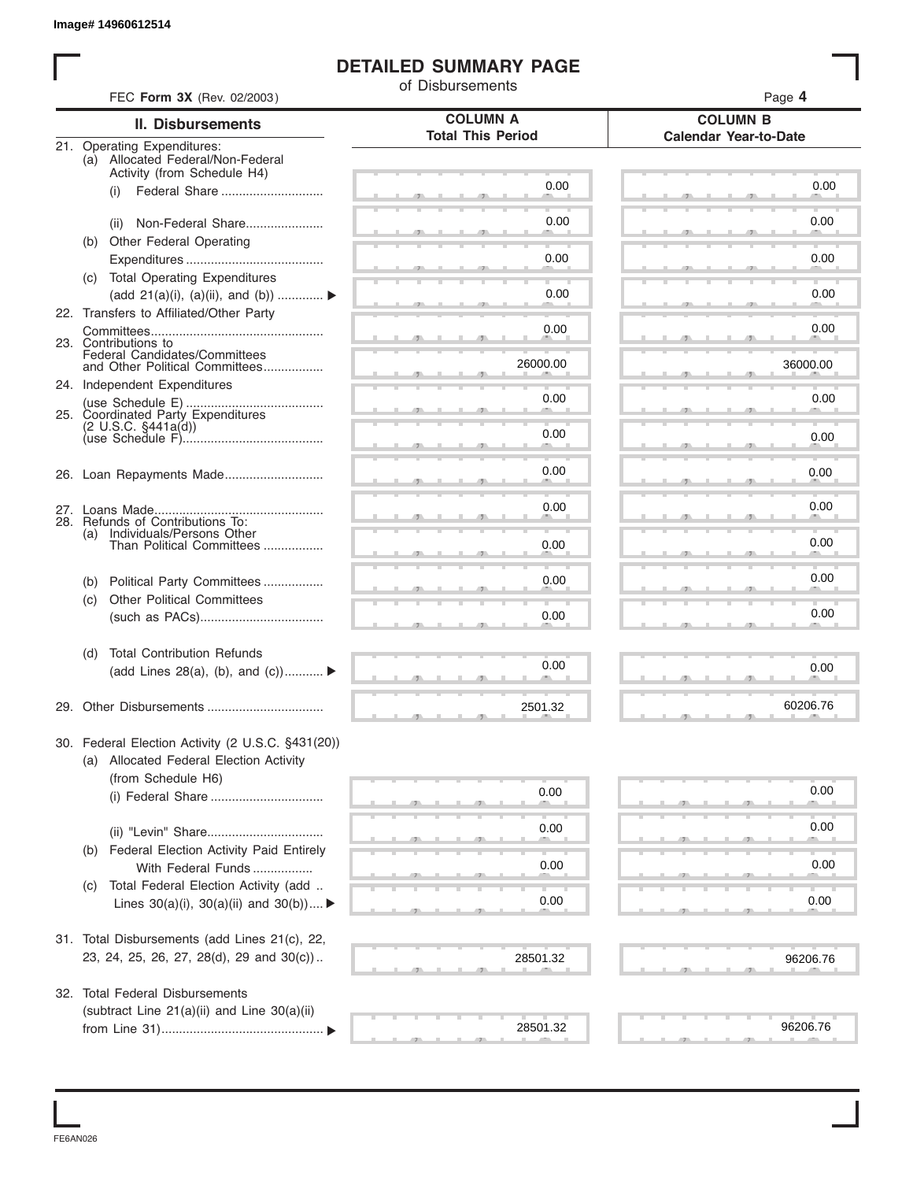Image# 14960612514

# DETAILED SUMMARY PAGE

of Disbursements

FEC **Form 3X** (Rev. 02/2003)

Page **4**

| II. Disbursements | COLUMN A Total This Period | COLUMN B Calendar Year-to-Date |
|---|---|---|
| 21. Operating Expenditures: | | |
| (a) Allocated Federal/Non-Federal Activity (from Schedule H4) | | |
| (i) Federal Share | 0.00 | 0.00 |
| (ii) Non-Federal Share | 0.00 | 0.00 |
| (b) Other Federal Operating Expenditures | 0.00 | 0.00 |
| (c) Total Operating Expenditures (add 21(a)(i), (a)(ii), and (b)) ▶ | 0.00 | 0.00 |
| 22. Transfers to Affiliated/Other Party Committees | 0.00 | 0.00 |
| 23. Contributions to Federal Candidates/Committees and Other Political Committees | 26000.00 | 36000.00 |
| 24. Independent Expenditures (use Schedule E) | 0.00 | 0.00 |
| 25. Coordinated Party Expenditures (2 U.S.C. §441a(d)) (use Schedule F) | 0.00 | 0.00 |
| 26. Loan Repayments Made | 0.00 | 0.00 |
| 27. Loans Made | 0.00 | 0.00 |
| 28. Refunds of Contributions To: | | |
| (a) Individuals/Persons Other Than Political Committees | 0.00 | 0.00 |
| (b) Political Party Committees | 0.00 | 0.00 |
| (c) Other Political Committees (such as PACs) | 0.00 | 0.00 |
| (d) Total Contribution Refunds (add Lines 28(a), (b), and (c)) ▶ | 0.00 | 0.00 |
| 29. Other Disbursements | 2501.32 | 60206.76 |
| 30. Federal Election Activity (2 U.S.C. §431(20)) | | |
| (a) Allocated Federal Election Activity (from Schedule H6) | | |
| (i) Federal Share | 0.00 | 0.00 |
| (ii) "Levin" Share | 0.00 | 0.00 |
| (b) Federal Election Activity Paid Entirely With Federal Funds | 0.00 | 0.00 |
| (c) Total Federal Election Activity (add Lines 30(a)(i), 30(a)(ii) and 30(b)) ▶ | 0.00 | 0.00 |
| 31. Total Disbursements (add Lines 21(c), 22, 23, 24, 25, 26, 27, 28(d), 29 and 30(c)) | 28501.32 | 96206.76 |
| 32. Total Federal Disbursements (subtract Line 21(a)(ii) and Line 30(a)(ii) from Line 31) ▶ | 28501.32 | 96206.76 |

FE6AN026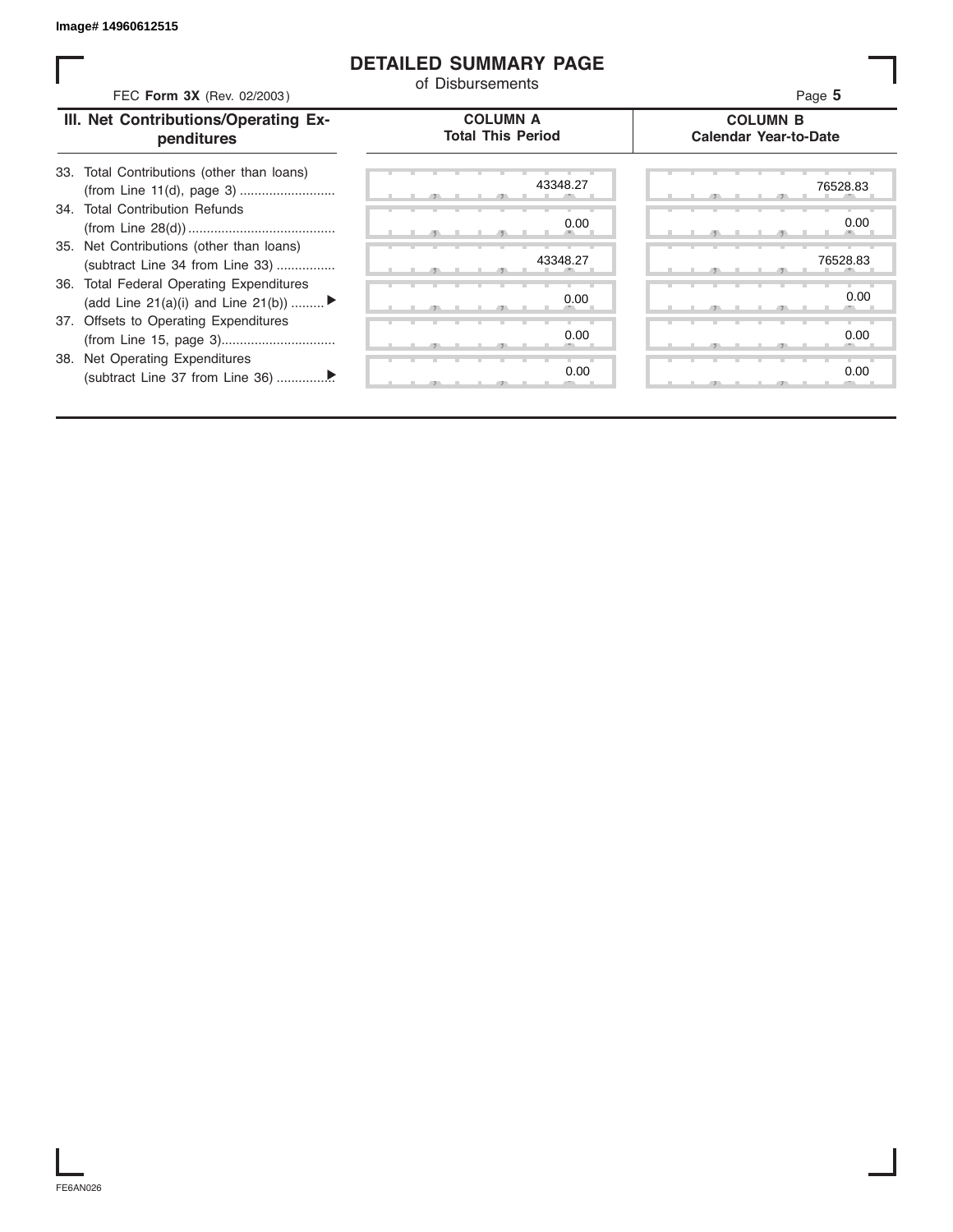Image# 14960612515

# DETAILED SUMMARY PAGE

of Disbursements

FEC **Form 3X** (Rev. 02/2003)

Page **5**

| III. Net Contributions/Operating Expenditures | COLUMN A Total This Period | COLUMN B Calendar Year-to-Date |
|---|---|---|
| 33. Total Contributions (other than loans) (from Line 11(d), page 3) .......................... | 43348.27 | 76528.83 |
| 34. Total Contribution Refunds (from Line 28(d)) ........................................ | 0.00 | 0.00 |
| 35. Net Contributions (other than loans) (subtract Line 34 from Line 33) ................ | 43348.27 | 76528.83 |
| 36. Total Federal Operating Expenditures (add Line 21(a)(i) and Line 21(b)) ......... ▶ | 0.00 | 0.00 |
| 37. Offsets to Operating Expenditures (from Line 15, page 3)............................... | 0.00 | 0.00 |
| 38. Net Operating Expenditures (subtract Line 37 from Line 36) ...............▶ | 0.00 | 0.00 |

FE6AN026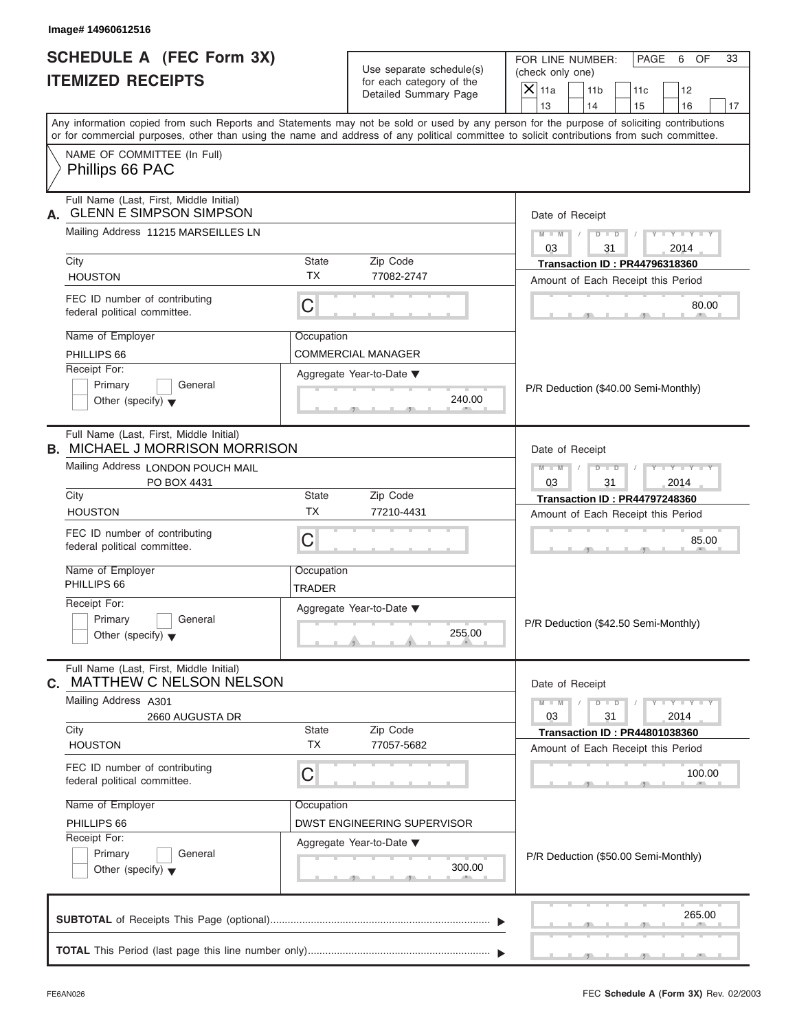Image# 14960612516

# SCHEDULE A (FEC Form 3X)
## ITEMIZED RECEIPTS

Use separate schedule(s) for each category of the Detailed Summary Page

FOR LINE NUMBER: (check only one)

- [X] 11a
- [ ] 11b
- [ ] 11c
- [ ] 12
- [ ] 13
- [ ] 14
- [ ] 15
- [ ] 16
- [ ] 17

PAGE 6 OF 33

Any information copied from such Reports and Statements may not be sold or used by any person for the purpose of soliciting contributions or for commercial purposes, other than using the name and address of any political committee to solicit contributions from such committee.

NAME OF COMMITTEE (In Full)
Phillips 66 PAC

---

**A.** Full Name (Last, First, Middle Initial): GLENN E SIMPSON SIMPSON

Mailing Address: 11215 MARSEILLES LN

City: HOUSTON | State: TX | Zip Code: 77082-2747

FEC ID number of contributing federal political committee: C

Name of Employer: PHILLIPS 66

Occupation: COMMERCIAL MANAGER

Receipt For: Primary / General / Other (specify)

Aggregate Year-to-Date: 240.00

Date of Receipt: 03 / 31 / 2014

Transaction ID : PR44796318360

Amount of Each Receipt this Period: 80.00

P/R Deduction ($40.00 Semi-Monthly)

---

**B.** Full Name (Last, First, Middle Initial): MICHAEL J MORRISON MORRISON

Mailing Address: LONDON POUCH MAIL, PO BOX 4431

City: HOUSTON | State: TX | Zip Code: 77210-4431

FEC ID number of contributing federal political committee: C

Name of Employer: PHILLIPS 66

Occupation: TRADER

Receipt For: Primary / General / Other (specify)

Aggregate Year-to-Date: 255.00

Date of Receipt: 03 / 31 / 2014

Transaction ID : PR44797248360

Amount of Each Receipt this Period: 85.00

P/R Deduction ($42.50 Semi-Monthly)

---

**C.** Full Name (Last, First, Middle Initial): MATTHEW C NELSON NELSON

Mailing Address: A301, 2660 AUGUSTA DR

City: HOUSTON | State: TX | Zip Code: 77057-5682

FEC ID number of contributing federal political committee: C

Name of Employer: PHILLIPS 66

Occupation: DWST ENGINEERING SUPERVISOR

Receipt For: Primary / General / Other (specify)

Aggregate Year-to-Date: 300.00

Date of Receipt: 03 / 31 / 2014

Transaction ID : PR44801038360

Amount of Each Receipt this Period: 100.00

P/R Deduction ($50.00 Semi-Monthly)

---

**SUBTOTAL** of Receipts This Page (optional): 265.00

**TOTAL** This Period (last page this line number only):

FE6AN026 FEC **Schedule A** (Form 3X) Rev. 02/2003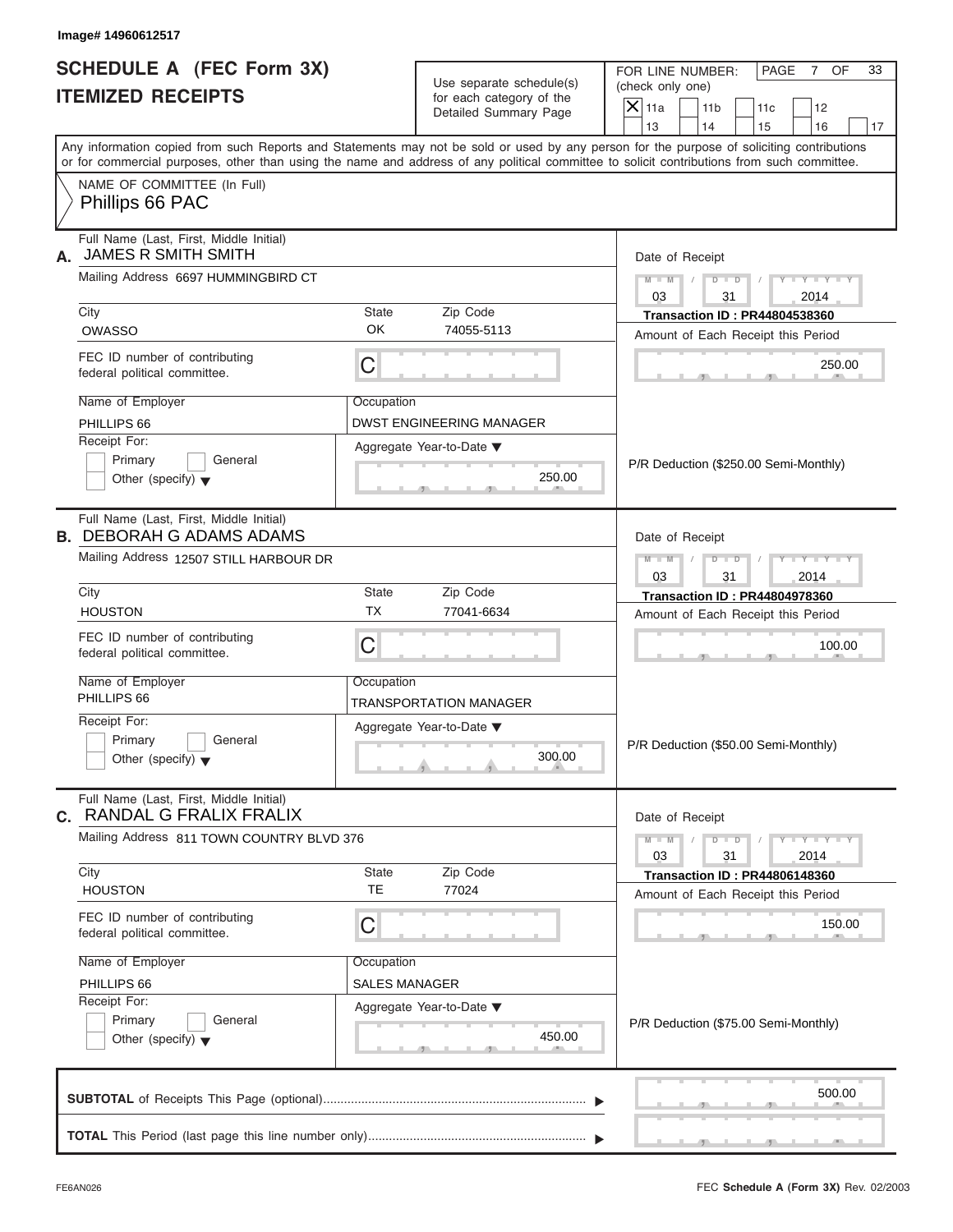Image# 14960612517

# SCHEDULE A (FEC Form 3X)
## ITEMIZED RECEIPTS

Use separate schedule(s) for each category of the Detailed Summary Page

FOR LINE NUMBER: (check only one)
[X] 11a [ ] 11b [ ] 11c [ ] 12 [ ] 13 [ ] 14 [ ] 15 [ ] 16 [ ] 17

PAGE 7 OF 33

Any information copied from such Reports and Statements may not be sold or used by any person for the purpose of soliciting contributions or for commercial purposes, other than using the name and address of any political committee to solicit contributions from such committee.

NAME OF COMMITTEE (In Full)
Phillips 66 PAC

---

**A.** Full Name (Last, First, Middle Initial): JAMES R SMITH SMITH
Mailing Address: 6697 HUMMINGBIRD CT
City: OWASSO | State: OK | Zip Code: 74055-5113
FEC ID number of contributing federal political committee: C
Name of Employer: PHILLIPS 66
Occupation: DWST ENGINEERING MANAGER
Receipt For: [ ] Primary [ ] General [ ] Other (specify)
Aggregate Year-to-Date: 250.00
Date of Receipt: 03 / 31 / 2014
Transaction ID : PR44804538360
Amount of Each Receipt this Period: 250.00
P/R Deduction ($250.00 Semi-Monthly)

---

**B.** Full Name (Last, First, Middle Initial): DEBORAH G ADAMS ADAMS
Mailing Address: 12507 STILL HARBOUR DR
City: HOUSTON | State: TX | Zip Code: 77041-6634
FEC ID number of contributing federal political committee: C
Name of Employer: PHILLIPS 66
Occupation: TRANSPORTATION MANAGER
Receipt For: [ ] Primary [ ] General [ ] Other (specify)
Aggregate Year-to-Date: 300.00
Date of Receipt: 03 / 31 / 2014
Transaction ID : PR44804978360
Amount of Each Receipt this Period: 100.00
P/R Deduction ($50.00 Semi-Monthly)

---

**C.** Full Name (Last, First, Middle Initial): RANDAL G FRALIX FRALIX
Mailing Address: 811 TOWN COUNTRY BLVD 376
City: HOUSTON | State: TE | Zip Code: 77024
FEC ID number of contributing federal political committee: C
Name of Employer: PHILLIPS 66
Occupation: SALES MANAGER
Receipt For: [ ] Primary [ ] General [ ] Other (specify)
Aggregate Year-to-Date: 450.00
Date of Receipt: 03 / 31 / 2014
Transaction ID : PR44806148360
Amount of Each Receipt this Period: 150.00
P/R Deduction ($75.00 Semi-Monthly)

---

**SUBTOTAL** of Receipts This Page (optional): 500.00

**TOTAL** This Period (last page this line number only):

FE6AN026 | FEC **Schedule A** (Form 3X) Rev. 02/2003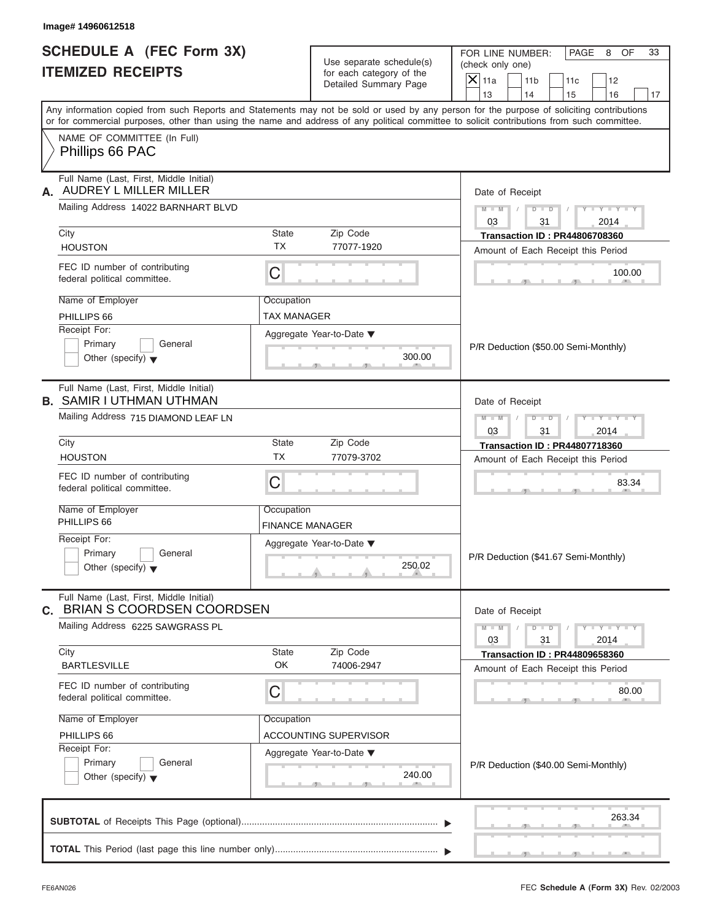Image# 14960612518

# SCHEDULE A (FEC Form 3X)
## ITEMIZED RECEIPTS

Use separate schedule(s) for each category of the Detailed Summary Page

FOR LINE NUMBER: (check only one)
[X] 11a [ ] 11b [ ] 11c [ ] 12 [ ] 13 [ ] 14 [ ] 15 [ ] 16 [ ] 17

PAGE 8 OF 33

Any information copied from such Reports and Statements may not be sold or used by any person for the purpose of soliciting contributions or for commercial purposes, other than using the name and address of any political committee to solicit contributions from such committee.

NAME OF COMMITTEE (In Full)
Phillips 66 PAC

---

**A.** Full Name (Last, First, Middle Initial): AUDREY L MILLER MILLER

Mailing Address: 14022 BARNHART BLVD

| City | State | Zip Code |
|---|---|---|
| HOUSTON | TX | 77077-1920 |

FEC ID number of contributing federal political committee: C

Name of Employer: PHILLIPS 66
Occupation: TAX MANAGER

Receipt For: [ ] Primary [ ] General [ ] Other (specify)

Aggregate Year-to-Date: 300.00

Date of Receipt: 03 / 31 / 2014
Transaction ID : PR44806708360
Amount of Each Receipt this Period: 100.00

P/R Deduction ($50.00 Semi-Monthly)

---

**B.** Full Name (Last, First, Middle Initial): SAMIR I UTHMAN UTHMAN

Mailing Address: 715 DIAMOND LEAF LN

| City | State | Zip Code |
|---|---|---|
| HOUSTON | TX | 77079-3702 |

FEC ID number of contributing federal political committee: C

Name of Employer: PHILLIPS 66
Occupation: FINANCE MANAGER

Receipt For: [ ] Primary [ ] General [ ] Other (specify)

Aggregate Year-to-Date: 250.02

Date of Receipt: 03 / 31 / 2014
Transaction ID : PR44807718360
Amount of Each Receipt this Period: 83.34

P/R Deduction ($41.67 Semi-Monthly)

---

**C.** Full Name (Last, First, Middle Initial): BRIAN S COORDSEN COORDSEN

Mailing Address: 6225 SAWGRASS PL

| City | State | Zip Code |
|---|---|---|
| BARTLESVILLE | OK | 74006-2947 |

FEC ID number of contributing federal political committee: C

Name of Employer: PHILLIPS 66
Occupation: ACCOUNTING SUPERVISOR

Receipt For: [ ] Primary [ ] General [ ] Other (specify)

Aggregate Year-to-Date: 240.00

Date of Receipt: 03 / 31 / 2014
Transaction ID : PR44809658360
Amount of Each Receipt this Period: 80.00

P/R Deduction ($40.00 Semi-Monthly)

---

**SUBTOTAL** of Receipts This Page (optional): 263.34

**TOTAL** This Period (last page this line number only):

FE6AN026

FEC **Schedule A** (Form 3X) Rev. 02/2003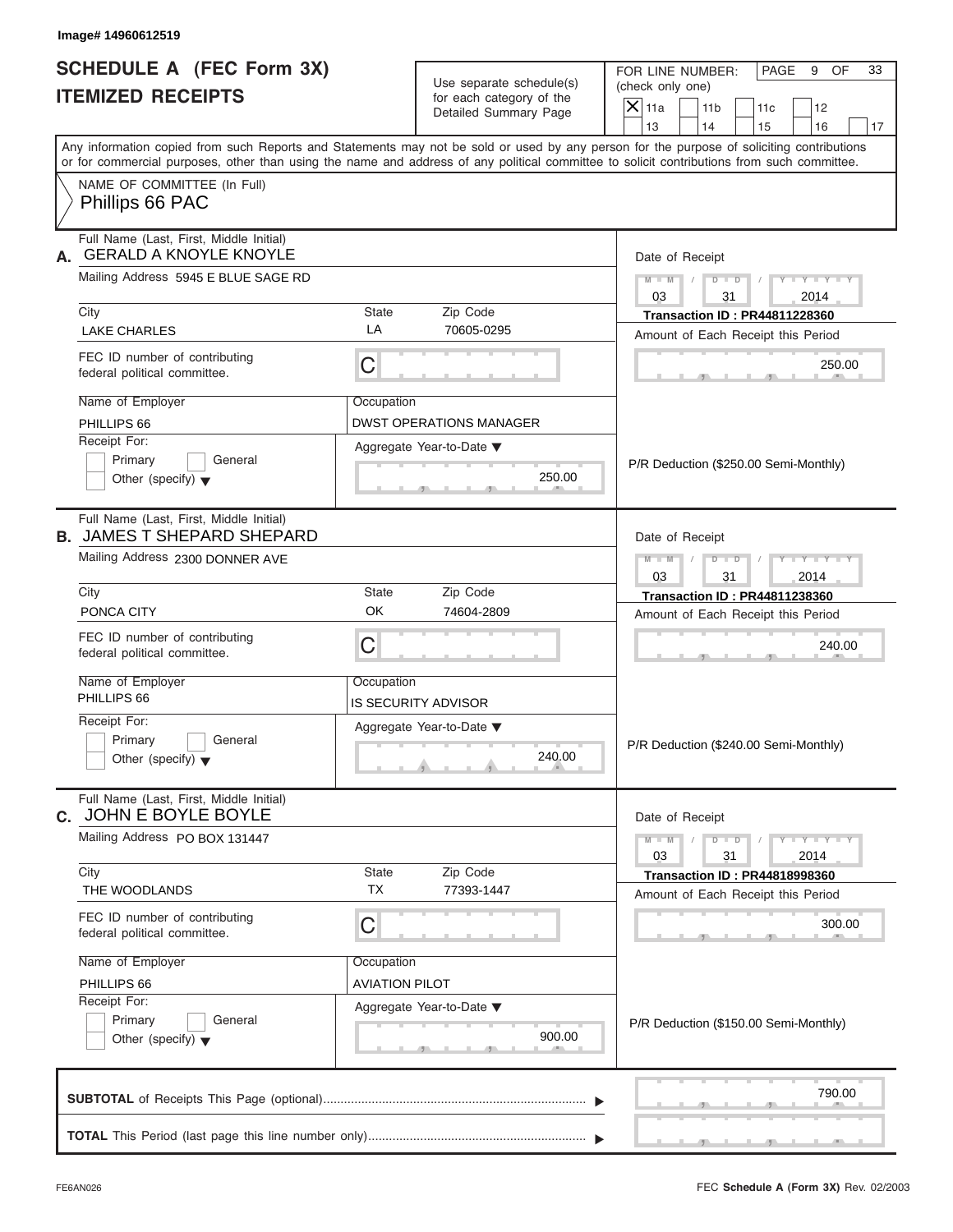Image# 14960612519

# SCHEDULE A (FEC Form 3X)
## ITEMIZED RECEIPTS

Use separate schedule(s) for each category of the Detailed Summary Page

FOR LINE NUMBER: (check only one)
[X] 11a [ ] 11b [ ] 11c [ ] 12 [ ] 13 [ ] 14 [ ] 15 [ ] 16 [ ] 17

PAGE 9 OF 33

Any information copied from such Reports and Statements may not be sold or used by any person for the purpose of soliciting contributions or for commercial purposes, other than using the name and address of any political committee to solicit contributions from such committee.

NAME OF COMMITTEE (In Full)
Phillips 66 PAC

---

**A.** Full Name (Last, First, Middle Initial): GERALD A KNOYLE KNOYLE
Mailing Address: 5945 E BLUE SAGE RD
City: LAKE CHARLES | State: LA | Zip Code: 70605-0295
FEC ID number of contributing federal political committee: C
Name of Employer: PHILLIPS 66
Occupation: DWST OPERATIONS MANAGER
Receipt For: [ ] Primary [ ] General [ ] Other (specify)
Aggregate Year-to-Date: 250.00
Date of Receipt: 03/31/2014
Transaction ID : PR44811228360
Amount of Each Receipt this Period: 250.00
P/R Deduction ($250.00 Semi-Monthly)

---

**B.** Full Name (Last, First, Middle Initial): JAMES T SHEPARD SHEPARD
Mailing Address: 2300 DONNER AVE
City: PONCA CITY | State: OK | Zip Code: 74604-2809
FEC ID number of contributing federal political committee: C
Name of Employer: PHILLIPS 66
Occupation: IS SECURITY ADVISOR
Receipt For: [ ] Primary [ ] General [ ] Other (specify)
Aggregate Year-to-Date: 240.00
Date of Receipt: 03/31/2014
Transaction ID : PR44811238360
Amount of Each Receipt this Period: 240.00
P/R Deduction ($240.00 Semi-Monthly)

---

**C.** Full Name (Last, First, Middle Initial): JOHN E BOYLE BOYLE
Mailing Address: PO BOX 131447
City: THE WOODLANDS | State: TX | Zip Code: 77393-1447
FEC ID number of contributing federal political committee: C
Name of Employer: PHILLIPS 66
Occupation: AVIATION PILOT
Receipt For: [ ] Primary [ ] General [ ] Other (specify)
Aggregate Year-to-Date: 900.00
Date of Receipt: 03/31/2014
Transaction ID : PR44818998360
Amount of Each Receipt this Period: 300.00
P/R Deduction ($150.00 Semi-Monthly)

---

**SUBTOTAL** of Receipts This Page (optional): 790.00

**TOTAL** This Period (last page this line number only):

FE6AN026 FEC **Schedule A** (Form 3X) Rev. 02/2003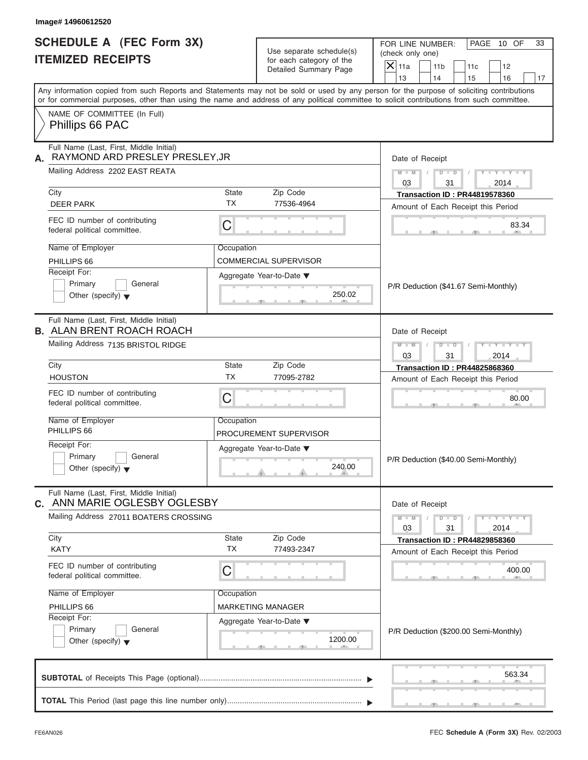Image# 14960612520

# SCHEDULE A (FEC Form 3X)
## ITEMIZED RECEIPTS

Use separate schedule(s) for each category of the Detailed Summary Page

FOR LINE NUMBER: (check only one)
[X] 11a [ ] 11b [ ] 11c [ ] 12 [ ] 13 [ ] 14 [ ] 15 [ ] 16 [ ] 17

PAGE 10 OF 33

Any information copied from such Reports and Statements may not be sold or used by any person for the purpose of soliciting contributions or for commercial purposes, other than using the name and address of any political committee to solicit contributions from such committee.

NAME OF COMMITTEE (In Full)
Phillips 66 PAC

---

**A.** Full Name (Last, First, Middle Initial): RAYMOND ARD PRESLEY PRESLEY,JR

Mailing Address: 2202 EAST REATA

City: DEER PARK | State: TX | Zip Code: 77536-4964

FEC ID number of contributing federal political committee: C

Name of Employer: PHILLIPS 66

Occupation: COMMERCIAL SUPERVISOR

Receipt For: [ ] Primary [ ] General [ ] Other (specify)

Aggregate Year-to-Date: 250.02

Date of Receipt: 03 / 31 / 2014

Transaction ID : PR44819578360

Amount of Each Receipt this Period: 83.34

P/R Deduction ($41.67 Semi-Monthly)

---

**B.** Full Name (Last, First, Middle Initial): ALAN BRENT ROACH ROACH

Mailing Address: 7135 BRISTOL RIDGE

City: HOUSTON | State: TX | Zip Code: 77095-2782

FEC ID number of contributing federal political committee: C

Name of Employer: PHILLIPS 66

Occupation: PROCUREMENT SUPERVISOR

Receipt For: [ ] Primary [ ] General [ ] Other (specify)

Aggregate Year-to-Date: 240.00

Date of Receipt: 03 / 31 / 2014

Transaction ID : PR44825868360

Amount of Each Receipt this Period: 80.00

P/R Deduction ($40.00 Semi-Monthly)

---

**C.** Full Name (Last, First, Middle Initial): ANN MARIE OGLESBY OGLESBY

Mailing Address: 27011 BOATERS CROSSING

City: KATY | State: TX | Zip Code: 77493-2347

FEC ID number of contributing federal political committee: C

Name of Employer: PHILLIPS 66

Occupation: MARKETING MANAGER

Receipt For: [ ] Primary [ ] General [ ] Other (specify)

Aggregate Year-to-Date: 1200.00

Date of Receipt: 03 / 31 / 2014

Transaction ID : PR44829858360

Amount of Each Receipt this Period: 400.00

P/R Deduction ($200.00 Semi-Monthly)

---

**SUBTOTAL** of Receipts This Page (optional): 563.34

**TOTAL** This Period (last page this line number only):

FE6AN026 | FEC **Schedule A** (Form 3X) Rev. 02/2003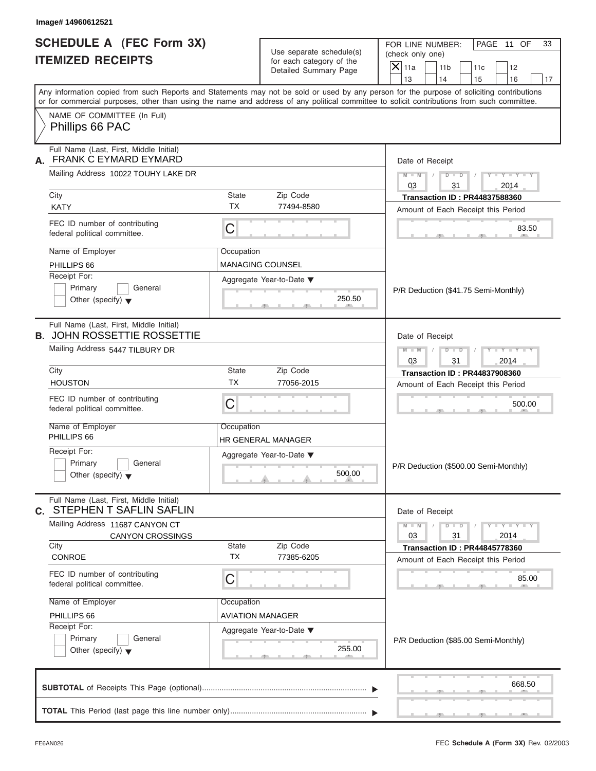Image# 14960612521

# SCHEDULE A (FEC Form 3X)
## ITEMIZED RECEIPTS

Use separate schedule(s) for each category of the Detailed Summary Page

FOR LINE NUMBER: (check only one)
[X] 11a [ ] 11b [ ] 11c [ ] 12 [ ] 13 [ ] 14 [ ] 15 [ ] 16 [ ] 17

Any information copied from such Reports and Statements may not be sold or used by any person for the purpose of soliciting contributions or for commercial purposes, other than using the name and address of any political committee to solicit contributions from such committee.

NAME OF COMMITTEE (In Full)
Phillips 66 PAC

---

**A.** Full Name (Last, First, Middle Initial): FRANK C EYMARD EYMARD

Mailing Address: 10022 TOUHY LAKE DR

City: KATY | State: TX | Zip Code: 77494-8580

FEC ID number of contributing federal political committee: C

Name of Employer: PHILLIPS 66

Occupation: MANAGING COUNSEL

Receipt For: [ ] Primary [ ] General [ ] Other (specify)

Aggregate Year-to-Date: 250.50

Date of Receipt: 03/31/2014

Transaction ID : PR44837588360

Amount of Each Receipt this Period: 83.50

P/R Deduction ($41.75 Semi-Monthly)

---

**B.** Full Name (Last, First, Middle Initial): JOHN ROSSETTIE ROSSETTIE

Mailing Address: 5447 TILBURY DR

City: HOUSTON | State: TX | Zip Code: 77056-2015

FEC ID number of contributing federal political committee: C

Name of Employer: PHILLIPS 66

Occupation: HR GENERAL MANAGER

Receipt For: [ ] Primary [ ] General [ ] Other (specify)

Aggregate Year-to-Date: 500.00

Date of Receipt: 03/31/2014

Transaction ID : PR44837908360

Amount of Each Receipt this Period: 500.00

P/R Deduction ($500.00 Semi-Monthly)

---

**C.** Full Name (Last, First, Middle Initial): STEPHEN T SAFLIN SAFLIN

Mailing Address: 11687 CANYON CT
CANYON CROSSINGS

City: CONROE | State: TX | Zip Code: 77385-6205

FEC ID number of contributing federal political committee: C

Name of Employer: PHILLIPS 66

Occupation: AVIATION MANAGER

Receipt For: [ ] Primary [ ] General [ ] Other (specify)

Aggregate Year-to-Date: 255.00

Date of Receipt: 03/31/2014

Transaction ID : PR44845778360

Amount of Each Receipt this Period: 85.00

P/R Deduction ($85.00 Semi-Monthly)

---

**SUBTOTAL** of Receipts This Page (optional): 668.50

**TOTAL** This Period (last page this line number only):

FE6AN026 FEC **Schedule A** (Form 3X) Rev. 02/2003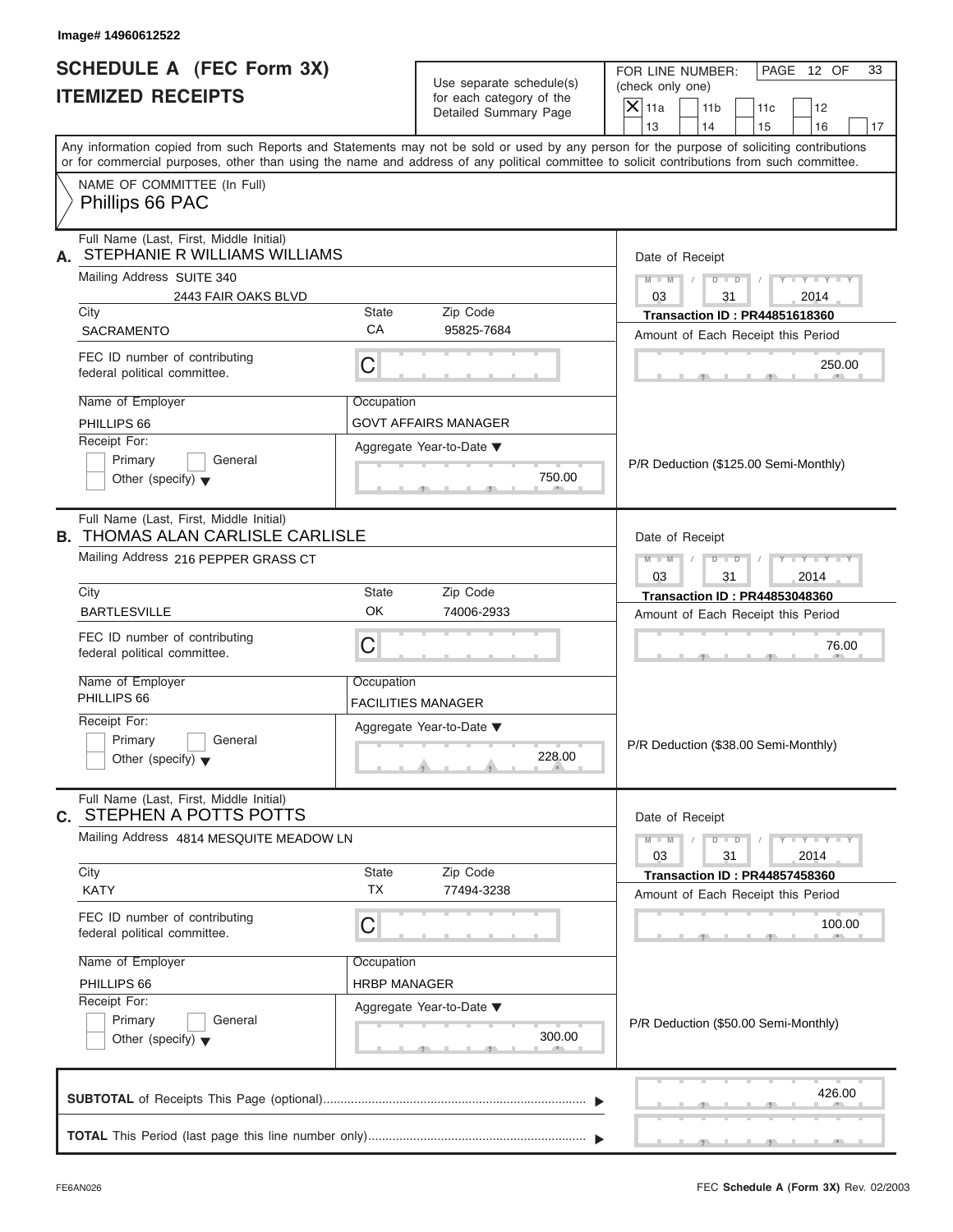Image# 14960612522

# SCHEDULE A (FEC Form 3X) ITEMIZED RECEIPTS

Use separate schedule(s) for each category of the Detailed Summary Page

FOR LINE NUMBER: (check only one)

- [X] 11a
- [ ] 11b
- [ ] 11c
- [ ] 12
- [ ] 13
- [ ] 14
- [ ] 15
- [ ] 16
- [ ] 17

Any information copied from such Reports and Statements may not be sold or used by any person for the purpose of soliciting contributions or for commercial purposes, other than using the name and address of any political committee to solicit contributions from such committee.

NAME OF COMMITTEE (In Full)
Phillips 66 PAC

---

**A.** Full Name (Last, First, Middle Initial): STEPHANIE R WILLIAMS WILLIAMS

Mailing Address: SUITE 340
2443 FAIR OAKS BLVD

| City | State | Zip Code |
|---|---|---|
| SACRAMENTO | CA | 95825-7684 |

FEC ID number of contributing federal political committee: C

Name of Employer: PHILLIPS 66
Occupation: GOVT AFFAIRS MANAGER

Receipt For: Primary / General / Other (specify)

Aggregate Year-to-Date: 750.00

Date of Receipt: 03 / 31 / 2014
Transaction ID : PR44851618360
Amount of Each Receipt this Period: 250.00

P/R Deduction ($125.00 Semi-Monthly)

---

**B.** Full Name (Last, First, Middle Initial): THOMAS ALAN CARLISLE CARLISLE

Mailing Address: 216 PEPPER GRASS CT

| City | State | Zip Code |
|---|---|---|
| BARTLESVILLE | OK | 74006-2933 |

FEC ID number of contributing federal political committee: C

Name of Employer: PHILLIPS 66
Occupation: FACILITIES MANAGER

Receipt For: Primary / General / Other (specify)

Aggregate Year-to-Date: 228.00

Date of Receipt: 03 / 31 / 2014
Transaction ID : PR44853048360
Amount of Each Receipt this Period: 76.00

P/R Deduction ($38.00 Semi-Monthly)

---

**C.** Full Name (Last, First, Middle Initial): STEPHEN A POTTS POTTS

Mailing Address: 4814 MESQUITE MEADOW LN

| City | State | Zip Code |
|---|---|---|
| KATY | TX | 77494-3238 |

FEC ID number of contributing federal political committee: C

Name of Employer: PHILLIPS 66
Occupation: HRBP MANAGER

Receipt For: Primary / General / Other (specify)

Aggregate Year-to-Date: 300.00

Date of Receipt: 03 / 31 / 2014
Transaction ID : PR44857458360
Amount of Each Receipt this Period: 100.00

P/R Deduction ($50.00 Semi-Monthly)

---

**SUBTOTAL** of Receipts This Page (optional): 426.00

**TOTAL** This Period (last page this line number only):

FE6AN026 FEC Schedule A (Form 3X) Rev. 02/2003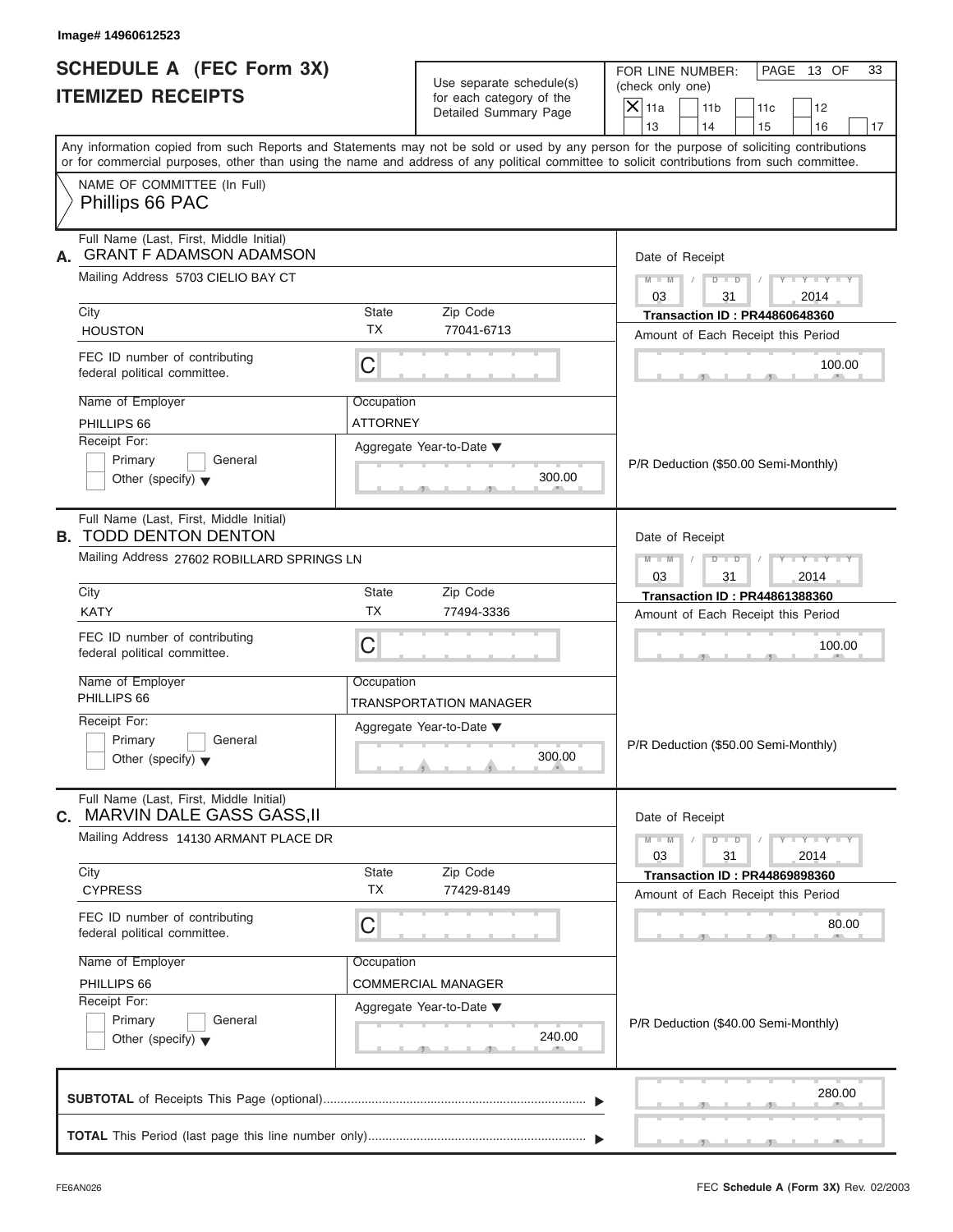Image# 14960612523

# SCHEDULE A (FEC Form 3X)
# ITEMIZED RECEIPTS

Use separate schedule(s) for each category of the Detailed Summary Page

FOR LINE NUMBER: (check only one)

- [x] 11a
- [ ] 11b
- [ ] 11c
- [ ] 12
- [ ] 13
- [ ] 14
- [ ] 15
- [ ] 16
- [ ] 17

PAGE 13 OF 33

Any information copied from such Reports and Statements may not be sold or used by any person for the purpose of soliciting contributions or for commercial purposes, other than using the name and address of any political committee to solicit contributions from such committee.

NAME OF COMMITTEE (In Full)
Phillips 66 PAC

---

**A.** Full Name (Last, First, Middle Initial): GRANT F ADAMSON ADAMSON

Mailing Address: 5703 CIELIO BAY CT

City: HOUSTON | State: TX | Zip Code: 77041-6713

FEC ID number of contributing federal political committee: C

Name of Employer: PHILLIPS 66

Occupation: ATTORNEY

Receipt For: Primary / General / Other (specify)

Aggregate Year-to-Date: 300.00

Date of Receipt: 03 / 31 / 2014

Transaction ID : PR44860648360

Amount of Each Receipt this Period: 100.00

P/R Deduction ($50.00 Semi-Monthly)

---

**B.** Full Name (Last, First, Middle Initial): TODD DENTON DENTON

Mailing Address: 27602 ROBILLARD SPRINGS LN

City: KATY | State: TX | Zip Code: 77494-3336

FEC ID number of contributing federal political committee: C

Name of Employer: PHILLIPS 66

Occupation: TRANSPORTATION MANAGER

Receipt For: Primary / General / Other (specify)

Aggregate Year-to-Date: 300.00

Date of Receipt: 03 / 31 / 2014

Transaction ID : PR44861388360

Amount of Each Receipt this Period: 100.00

P/R Deduction ($50.00 Semi-Monthly)

---

**C.** Full Name (Last, First, Middle Initial): MARVIN DALE GASS GASS,II

Mailing Address: 14130 ARMANT PLACE DR

City: CYPRESS | State: TX | Zip Code: 77429-8149

FEC ID number of contributing federal political committee: C

Name of Employer: PHILLIPS 66

Occupation: COMMERCIAL MANAGER

Receipt For: Primary / General / Other (specify)

Aggregate Year-to-Date: 240.00

Date of Receipt: 03 / 31 / 2014

Transaction ID : PR44869898360

Amount of Each Receipt this Period: 80.00

P/R Deduction ($40.00 Semi-Monthly)

---

**SUBTOTAL** of Receipts This Page (optional): 280.00

**TOTAL** This Period (last page this line number only):

FE6AN026

FEC **Schedule A** (Form 3X) Rev. 02/2003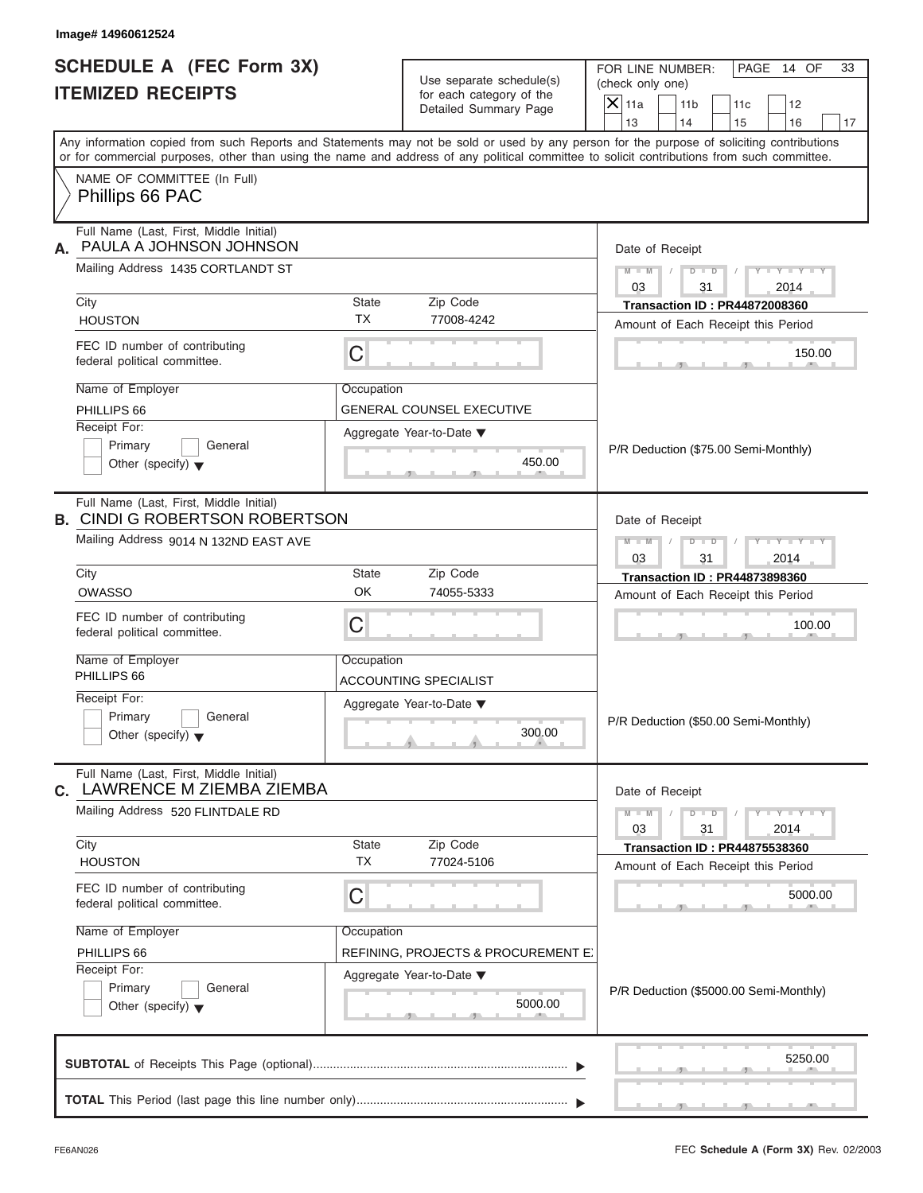Image# 14960612524

# SCHEDULE A (FEC Form 3X)
## ITEMIZED RECEIPTS

Use separate schedule(s) for each category of the Detailed Summary Page

FOR LINE NUMBER: (check only one)

- [x] 11a
- [ ] 11b
- [ ] 11c
- [ ] 12
- [ ] 13
- [ ] 14
- [ ] 15
- [ ] 16
- [ ] 17

PAGE 14 OF 33

Any information copied from such Reports and Statements may not be sold or used by any person for the purpose of soliciting contributions or for commercial purposes, other than using the name and address of any political committee to solicit contributions from such committee.

NAME OF COMMITTEE (In Full)
Phillips 66 PAC

---

**A.** Full Name (Last, First, Middle Initial): PAULA A JOHNSON JOHNSON

Mailing Address: 1435 CORTLANDT ST

City: HOUSTON | State: TX | Zip Code: 77008-4242

FEC ID number of contributing federal political committee: C

Name of Employer: PHILLIPS 66

Occupation: GENERAL COUNSEL EXECUTIVE

Receipt For: Primary / General / Other (specify)

Aggregate Year-to-Date: 450.00

Date of Receipt: 03 / 31 / 2014

Transaction ID : PR44872008360

Amount of Each Receipt this Period: 150.00

P/R Deduction ($75.00 Semi-Monthly)

---

**B.** Full Name (Last, First, Middle Initial): CINDI G ROBERTSON ROBERTSON

Mailing Address: 9014 N 132ND EAST AVE

City: OWASSO | State: OK | Zip Code: 74055-5333

FEC ID number of contributing federal political committee: C

Name of Employer: PHILLIPS 66

Occupation: ACCOUNTING SPECIALIST

Receipt For: Primary / General / Other (specify)

Aggregate Year-to-Date: 300.00

Date of Receipt: 03 / 31 / 2014

Transaction ID : PR44873898360

Amount of Each Receipt this Period: 100.00

P/R Deduction ($50.00 Semi-Monthly)

---

**C.** Full Name (Last, First, Middle Initial): LAWRENCE M ZIEMBA ZIEMBA

Mailing Address: 520 FLINTDALE RD

City: HOUSTON | State: TX | Zip Code: 77024-5106

FEC ID number of contributing federal political committee: C

Name of Employer: PHILLIPS 66

Occupation: REFINING, PROJECTS & PROCUREMENT E)

Receipt For: Primary / General / Other (specify)

Aggregate Year-to-Date: 5000.00

Date of Receipt: 03 / 31 / 2014

Transaction ID : PR44875538360

Amount of Each Receipt this Period: 5000.00

P/R Deduction ($5000.00 Semi-Monthly)

---

**SUBTOTAL** of Receipts This Page (optional): 5250.00

**TOTAL** This Period (last page this line number only):

FE6AN026 — FEC **Schedule A** (Form 3X) Rev. 02/2003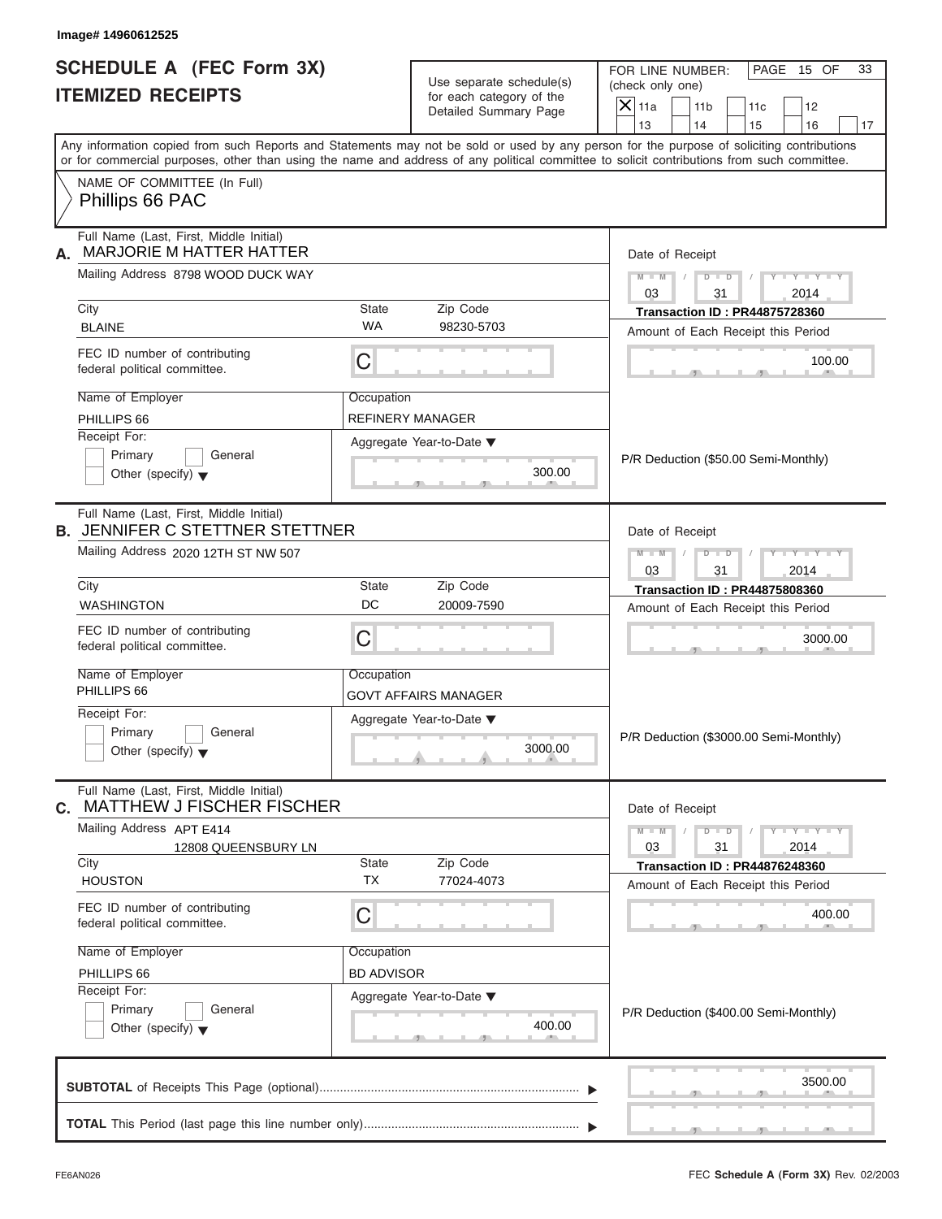Image# 14960612525

# SCHEDULE A (FEC Form 3X)
# ITEMIZED RECEIPTS

Use separate schedule(s) for each category of the Detailed Summary Page

FOR LINE NUMBER: (check only one)

- [X] 11a
- [ ] 11b
- [ ] 11c
- [ ] 12
- [ ] 13
- [ ] 14
- [ ] 15
- [ ] 16
- [ ] 17

PAGE 15 OF 33

Any information copied from such Reports and Statements may not be sold or used by any person for the purpose of soliciting contributions or for commercial purposes, other than using the name and address of any political committee to solicit contributions from such committee.

NAME OF COMMITTEE (In Full)
Phillips 66 PAC

---

**A.** Full Name (Last, First, Middle Initial): MARJORIE M HATTER HATTER

Mailing Address: 8798 WOOD DUCK WAY

City: BLAINE | State: WA | Zip Code: 98230-5703

FEC ID number of contributing federal political committee: C

Name of Employer: PHILLIPS 66

Occupation: REFINERY MANAGER

Receipt For: Primary [ ] General [ ] Other (specify)

Aggregate Year-to-Date: 300.00

Date of Receipt: 03 / 31 / 2014

Transaction ID : PR44875728360

Amount of Each Receipt this Period: 100.00

P/R Deduction ($50.00 Semi-Monthly)

---

**B.** Full Name (Last, First, Middle Initial): JENNIFER C STETTNER STETTNER

Mailing Address: 2020 12TH ST NW 507

City: WASHINGTON | State: DC | Zip Code: 20009-7590

FEC ID number of contributing federal political committee: C

Name of Employer: PHILLIPS 66

Occupation: GOVT AFFAIRS MANAGER

Receipt For: Primary [ ] General [ ] Other (specify)

Aggregate Year-to-Date: 3000.00

Date of Receipt: 03 / 31 / 2014

Transaction ID : PR44875808360

Amount of Each Receipt this Period: 3000.00

P/R Deduction ($3000.00 Semi-Monthly)

---

**C.** Full Name (Last, First, Middle Initial): MATTHEW J FISCHER FISCHER

Mailing Address: APT E414
12808 QUEENSBURY LN

City: HOUSTON | State: TX | Zip Code: 77024-4073

FEC ID number of contributing federal political committee: C

Name of Employer: PHILLIPS 66

Occupation: BD ADVISOR

Receipt For: Primary [ ] General [ ] Other (specify)

Aggregate Year-to-Date: 400.00

Date of Receipt: 03 / 31 / 2014

Transaction ID : PR44876248360

Amount of Each Receipt this Period: 400.00

P/R Deduction ($400.00 Semi-Monthly)

---

**SUBTOTAL** of Receipts This Page (optional): 3500.00

**TOTAL** This Period (last page this line number only):

FE6AN026

FEC **Schedule A** (Form 3X) Rev. 02/2003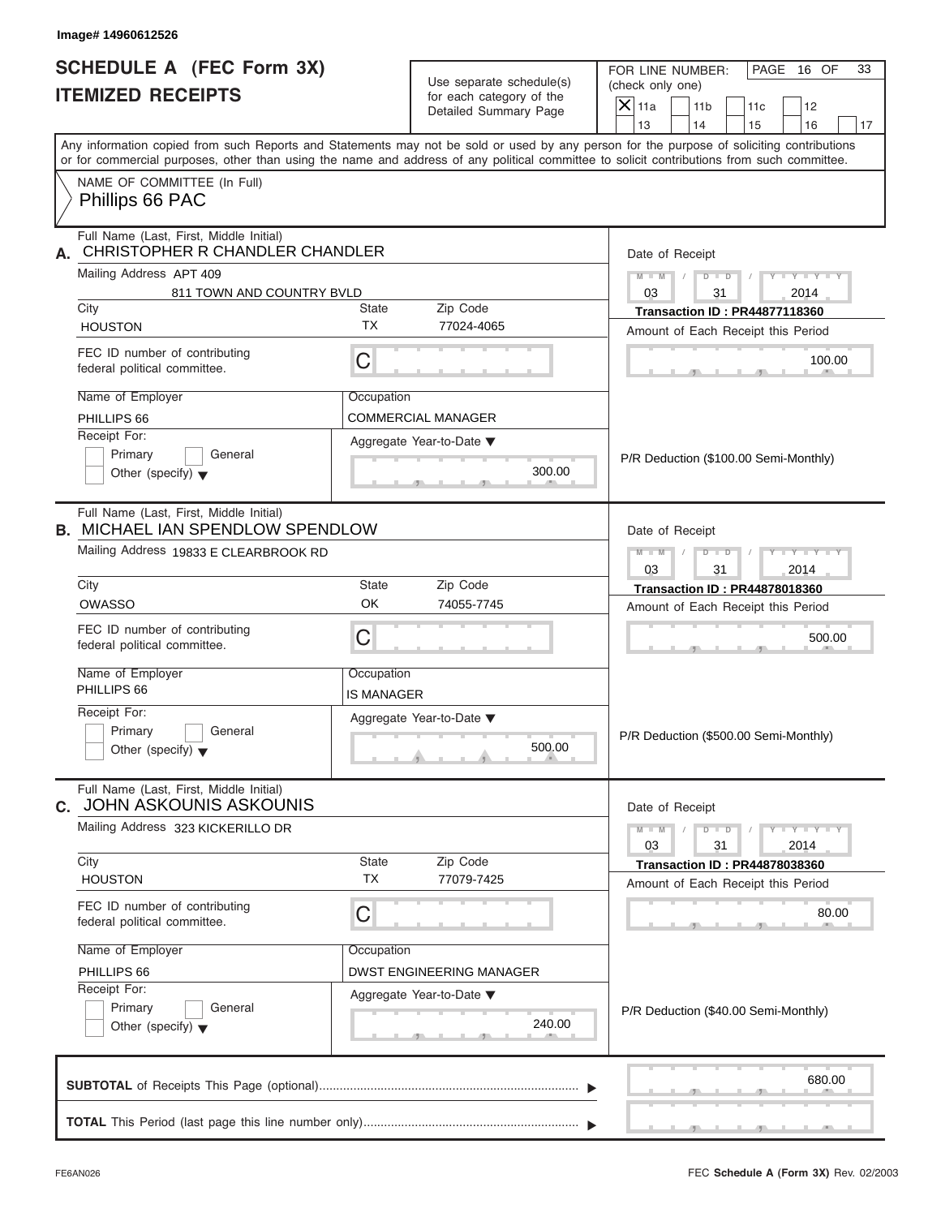Image# 14960612526

# SCHEDULE A (FEC Form 3X)
## ITEMIZED RECEIPTS

Use separate schedule(s) for each category of the Detailed Summary Page

FOR LINE NUMBER: (check only one)

[X] 11a [ ] 11b [ ] 11c [ ] 12 [ ] 13 [ ] 14 [ ] 15 [ ] 16 [ ] 17

PAGE 16 OF 33

Any information copied from such Reports and Statements may not be sold or used by any person for the purpose of soliciting contributions or for commercial purposes, other than using the name and address of any political committee to solicit contributions from such committee.

NAME OF COMMITTEE (In Full)
Phillips 66 PAC

---

**A.** Full Name (Last, First, Middle Initial): CHRISTOPHER R CHANDLER CHANDLER

Mailing Address: APT 409, 811 TOWN AND COUNTRY BVLD

City: HOUSTON | State: TX | Zip Code: 77024-4065

FEC ID number of contributing federal political committee: C

Name of Employer: PHILLIPS 66

Occupation: COMMERCIAL MANAGER

Receipt For: [ ] Primary [ ] General [ ] Other (specify)

Aggregate Year-to-Date: 300.00

Date of Receipt: 03/31/2014

Transaction ID : PR44877118360

Amount of Each Receipt this Period: 100.00

P/R Deduction ($100.00 Semi-Monthly)

---

**B.** Full Name (Last, First, Middle Initial): MICHAEL IAN SPENDLOW SPENDLOW

Mailing Address: 19833 E CLEARBROOK RD

City: OWASSO | State: OK | Zip Code: 74055-7745

FEC ID number of contributing federal political committee: C

Name of Employer: PHILLIPS 66

Occupation: IS MANAGER

Receipt For: [ ] Primary [ ] General [ ] Other (specify)

Aggregate Year-to-Date: 500.00

Date of Receipt: 03/31/2014

Transaction ID : PR44878018360

Amount of Each Receipt this Period: 500.00

P/R Deduction ($500.00 Semi-Monthly)

---

**C.** Full Name (Last, First, Middle Initial): JOHN ASKOUNIS ASKOUNIS

Mailing Address: 323 KICKERILLO DR

City: HOUSTON | State: TX | Zip Code: 77079-7425

FEC ID number of contributing federal political committee: C

Name of Employer: PHILLIPS 66

Occupation: DWST ENGINEERING MANAGER

Receipt For: [ ] Primary [ ] General [ ] Other (specify)

Aggregate Year-to-Date: 240.00

Date of Receipt: 03/31/2014

Transaction ID : PR44878038360

Amount of Each Receipt this Period: 80.00

P/R Deduction ($40.00 Semi-Monthly)

---

**SUBTOTAL** of Receipts This Page (optional): 680.00

**TOTAL** This Period (last page this line number only):

FE6AN026

FEC Schedule A (Form 3X) Rev. 02/2003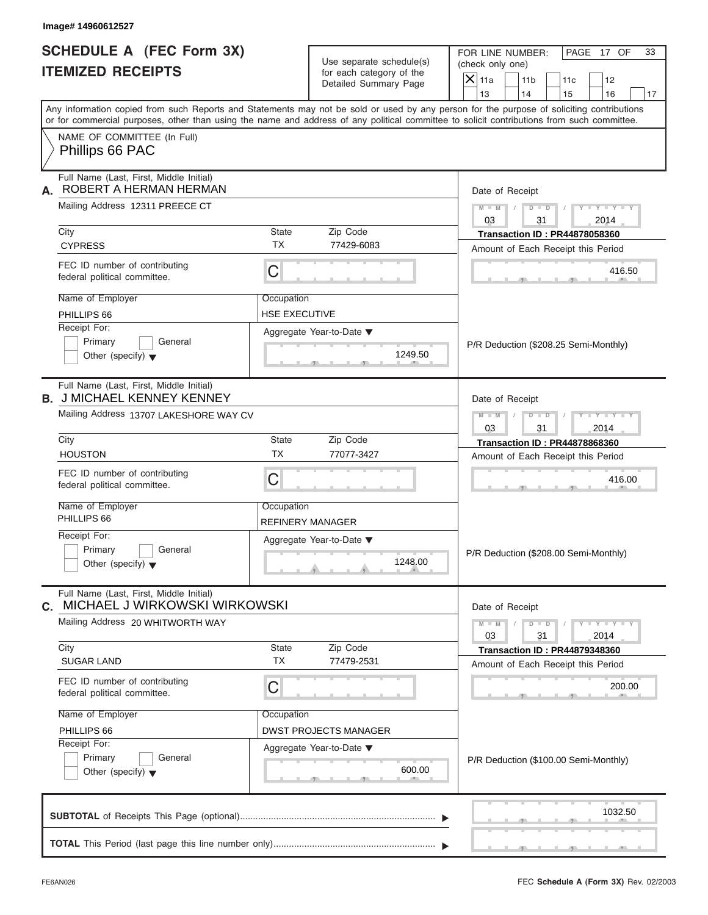Image# 14960612527

# SCHEDULE A (FEC Form 3X)
## ITEMIZED RECEIPTS

Use separate schedule(s) for each category of the Detailed Summary Page

FOR LINE NUMBER: (check only one)

- [X] 11a
- [ ] 11b
- [ ] 11c
- [ ] 12
- [ ] 13
- [ ] 14
- [ ] 15
- [ ] 16
- [ ] 17

PAGE 17 OF 33

Any information copied from such Reports and Statements may not be sold or used by any person for the purpose of soliciting contributions or for commercial purposes, other than using the name and address of any political committee to solicit contributions from such committee.

NAME OF COMMITTEE (In Full)
Phillips 66 PAC

---

**A.** Full Name (Last, First, Middle Initial): ROBERT A HERMAN HERMAN

Mailing Address: 12311 PREECE CT

City: CYPRESS | State: TX | Zip Code: 77429-6083

FEC ID number of contributing federal political committee: C

Name of Employer: PHILLIPS 66

Occupation: HSE EXECUTIVE

Receipt For: Primary / General / Other (specify)

Aggregate Year-to-Date: 1249.50

Date of Receipt: 03 / 31 / 2014

Transaction ID : PR44878058360

Amount of Each Receipt this Period: 416.50

P/R Deduction ($208.25 Semi-Monthly)

---

**B.** Full Name (Last, First, Middle Initial): J MICHAEL KENNEY KENNEY

Mailing Address: 13707 LAKESHORE WAY CV

City: HOUSTON | State: TX | Zip Code: 77077-3427

FEC ID number of contributing federal political committee: C

Name of Employer: PHILLIPS 66

Occupation: REFINERY MANAGER

Receipt For: Primary / General / Other (specify)

Aggregate Year-to-Date: 1248.00

Date of Receipt: 03 / 31 / 2014

Transaction ID : PR44878868360

Amount of Each Receipt this Period: 416.00

P/R Deduction ($208.00 Semi-Monthly)

---

**C.** Full Name (Last, First, Middle Initial): MICHAEL J WIRKOWSKI WIRKOWSKI

Mailing Address: 20 WHITWORTH WAY

City: SUGAR LAND | State: TX | Zip Code: 77479-2531

FEC ID number of contributing federal political committee: C

Name of Employer: PHILLIPS 66

Occupation: DWST PROJECTS MANAGER

Receipt For: Primary / General / Other (specify)

Aggregate Year-to-Date: 600.00

Date of Receipt: 03 / 31 / 2014

Transaction ID : PR44879348360

Amount of Each Receipt this Period: 200.00

P/R Deduction ($100.00 Semi-Monthly)

---

**SUBTOTAL** of Receipts This Page (optional): 1032.50

**TOTAL** This Period (last page this line number only):

FE6AN026 — FEC **Schedule A** (Form 3X) Rev. 02/2003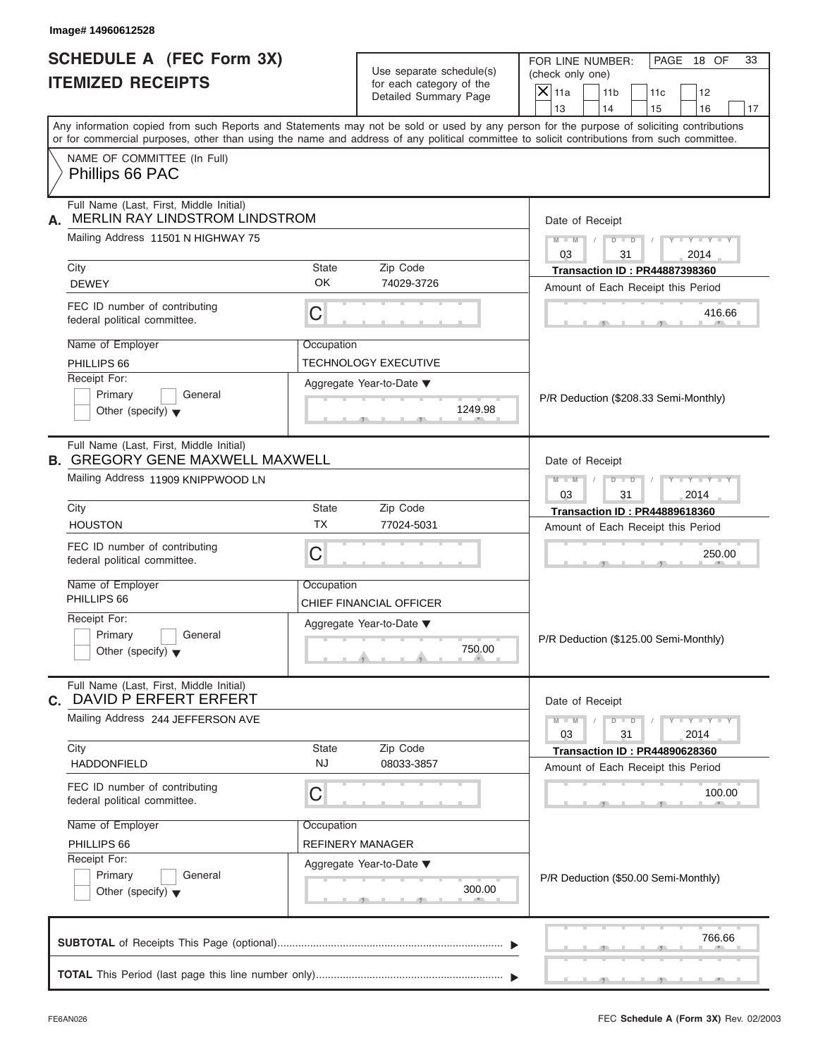Image# 14960612528

# SCHEDULE A (FEC Form 3X)
## ITEMIZED RECEIPTS

Use separate schedule(s) for each category of the Detailed Summary Page

FOR LINE NUMBER: (check only one)
[X] 11a [ ] 11b [ ] 11c [ ] 12 [ ] 13 [ ] 14 [ ] 15 [ ] 16 [ ] 17

PAGE 18 OF 33

Any information copied from such Reports and Statements may not be sold or used by any person for the purpose of soliciting contributions or for commercial purposes, other than using the name and address of any political committee to solicit contributions from such committee.

NAME OF COMMITTEE (In Full)
Phillips 66 PAC

---

**A.** Full Name (Last, First, Middle Initial): MERLIN RAY LINDSTROM LINDSTROM

Mailing Address: 11501 N HIGHWAY 75

City: DEWEY | State: OK | Zip Code: 74029-3726

FEC ID number of contributing federal political committee: C

Name of Employer: PHILLIPS 66

Occupation: TECHNOLOGY EXECUTIVE

Receipt For: [ ] Primary [ ] General [ ] Other (specify)

Aggregate Year-to-Date: 1249.98

Date of Receipt: 03 / 31 / 2014

Transaction ID : PR44887398360

Amount of Each Receipt this Period: 416.66

P/R Deduction ($208.33 Semi-Monthly)

---

**B.** Full Name (Last, First, Middle Initial): GREGORY GENE MAXWELL MAXWELL

Mailing Address: 11909 KNIPPWOOD LN

City: HOUSTON | State: TX | Zip Code: 77024-5031

FEC ID number of contributing federal political committee: C

Name of Employer: PHILLIPS 66

Occupation: CHIEF FINANCIAL OFFICER

Receipt For: [ ] Primary [ ] General [ ] Other (specify)

Aggregate Year-to-Date: 750.00

Date of Receipt: 03 / 31 / 2014

Transaction ID : PR44889618360

Amount of Each Receipt this Period: 250.00

P/R Deduction ($125.00 Semi-Monthly)

---

**C.** Full Name (Last, First, Middle Initial): DAVID P ERFERT ERFERT

Mailing Address: 244 JEFFERSON AVE

City: HADDONFIELD | State: NJ | Zip Code: 08033-3857

FEC ID number of contributing federal political committee: C

Name of Employer: PHILLIPS 66

Occupation: REFINERY MANAGER

Receipt For: [ ] Primary [ ] General [ ] Other (specify)

Aggregate Year-to-Date: 300.00

Date of Receipt: 03 / 31 / 2014

Transaction ID : PR44890628360

Amount of Each Receipt this Period: 100.00

P/R Deduction ($50.00 Semi-Monthly)

---

**SUBTOTAL** of Receipts This Page (optional): 766.66

**TOTAL** This Period (last page this line number only):

FE6AN026 — FEC Schedule A (Form 3X) Rev. 02/2003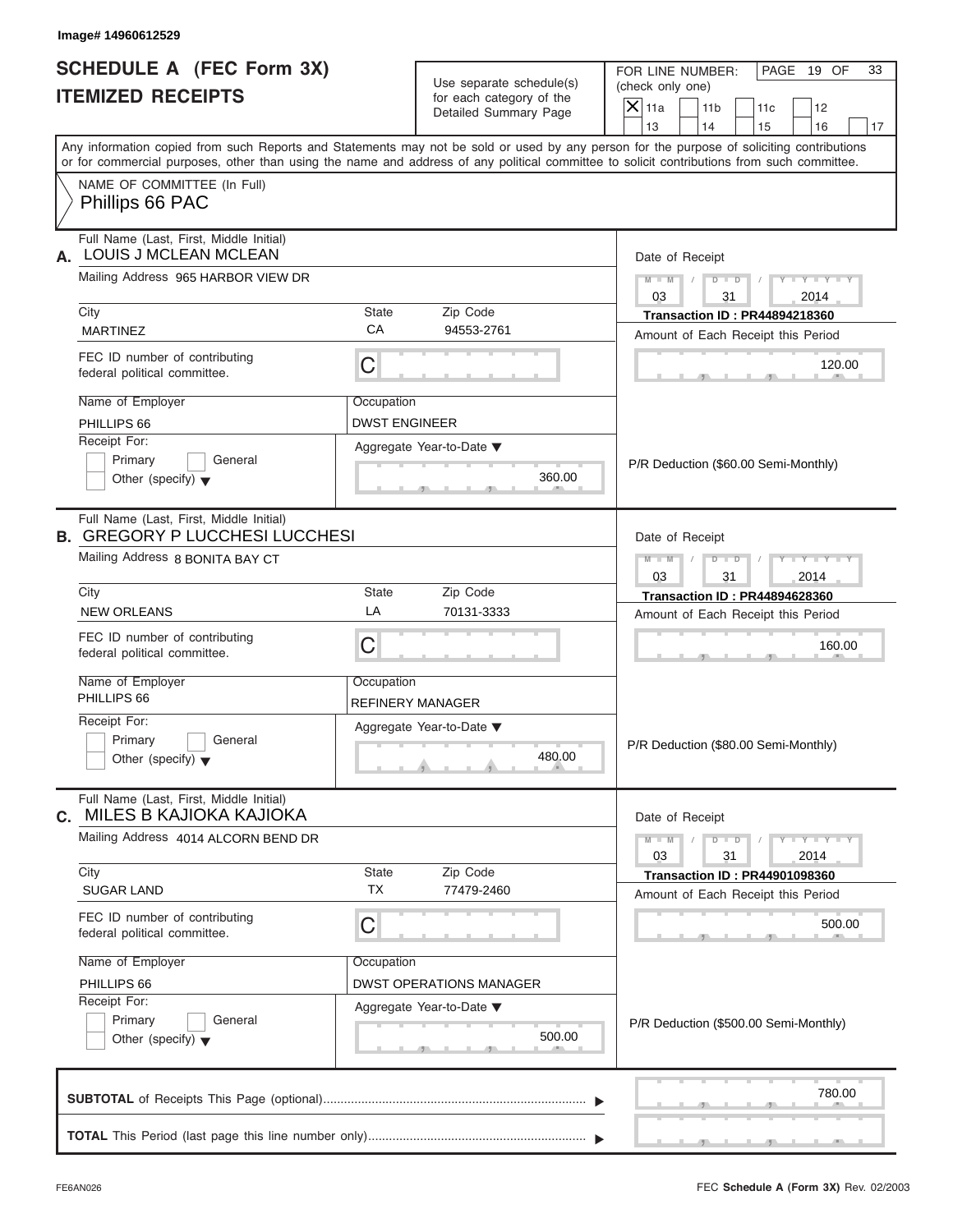Image# 14960612529

# SCHEDULE A (FEC Form 3X)
# ITEMIZED RECEIPTS

Use separate schedule(s) for each category of the Detailed Summary Page

FOR LINE NUMBER: (check only one)

- [X] 11a
- [ ] 11b
- [ ] 11c
- [ ] 12
- [ ] 13
- [ ] 14
- [ ] 15
- [ ] 16
- [ ] 17

Any information copied from such Reports and Statements may not be sold or used by any person for the purpose of soliciting contributions or for commercial purposes, other than using the name and address of any political committee to solicit contributions from such committee.

NAME OF COMMITTEE (In Full)
Phillips 66 PAC

---

**A.** Full Name (Last, First, Middle Initial): LOUIS J MCLEAN MCLEAN

Mailing Address: 965 HARBOR VIEW DR

| City | State | Zip Code |
|---|---|---|
| MARTINEZ | CA | 94553-2761 |

FEC ID number of contributing federal political committee: C

Name of Employer: PHILLIPS 66

Occupation: DWST ENGINEER

Receipt For: Primary / General / Other (specify)

Aggregate Year-to-Date: 360.00

Date of Receipt: 03 / 31 / 2014

Transaction ID : PR44894218360

Amount of Each Receipt this Period: 120.00

P/R Deduction ($60.00 Semi-Monthly)

---

**B.** Full Name (Last, First, Middle Initial): GREGORY P LUCCHESI LUCCHESI

Mailing Address: 8 BONITA BAY CT

| City | State | Zip Code |
|---|---|---|
| NEW ORLEANS | LA | 70131-3333 |

FEC ID number of contributing federal political committee: C

Name of Employer: PHILLIPS 66

Occupation: REFINERY MANAGER

Receipt For: Primary / General / Other (specify)

Aggregate Year-to-Date: 480.00

Date of Receipt: 03 / 31 / 2014

Transaction ID : PR44894628360

Amount of Each Receipt this Period: 160.00

P/R Deduction ($80.00 Semi-Monthly)

---

**C.** Full Name (Last, First, Middle Initial): MILES B KAJIOKA KAJIOKA

Mailing Address: 4014 ALCORN BEND DR

| City | State | Zip Code |
|---|---|---|
| SUGAR LAND | TX | 77479-2460 |

FEC ID number of contributing federal political committee: C

Name of Employer: PHILLIPS 66

Occupation: DWST OPERATIONS MANAGER

Receipt For: Primary / General / Other (specify)

Aggregate Year-to-Date: 500.00

Date of Receipt: 03 / 31 / 2014

Transaction ID : PR44901098360

Amount of Each Receipt this Period: 500.00

P/R Deduction ($500.00 Semi-Monthly)

---

**SUBTOTAL** of Receipts This Page (optional): 780.00

**TOTAL** This Period (last page this line number only):

FE6AN026

FEC **Schedule A** (Form 3X) Rev. 02/2003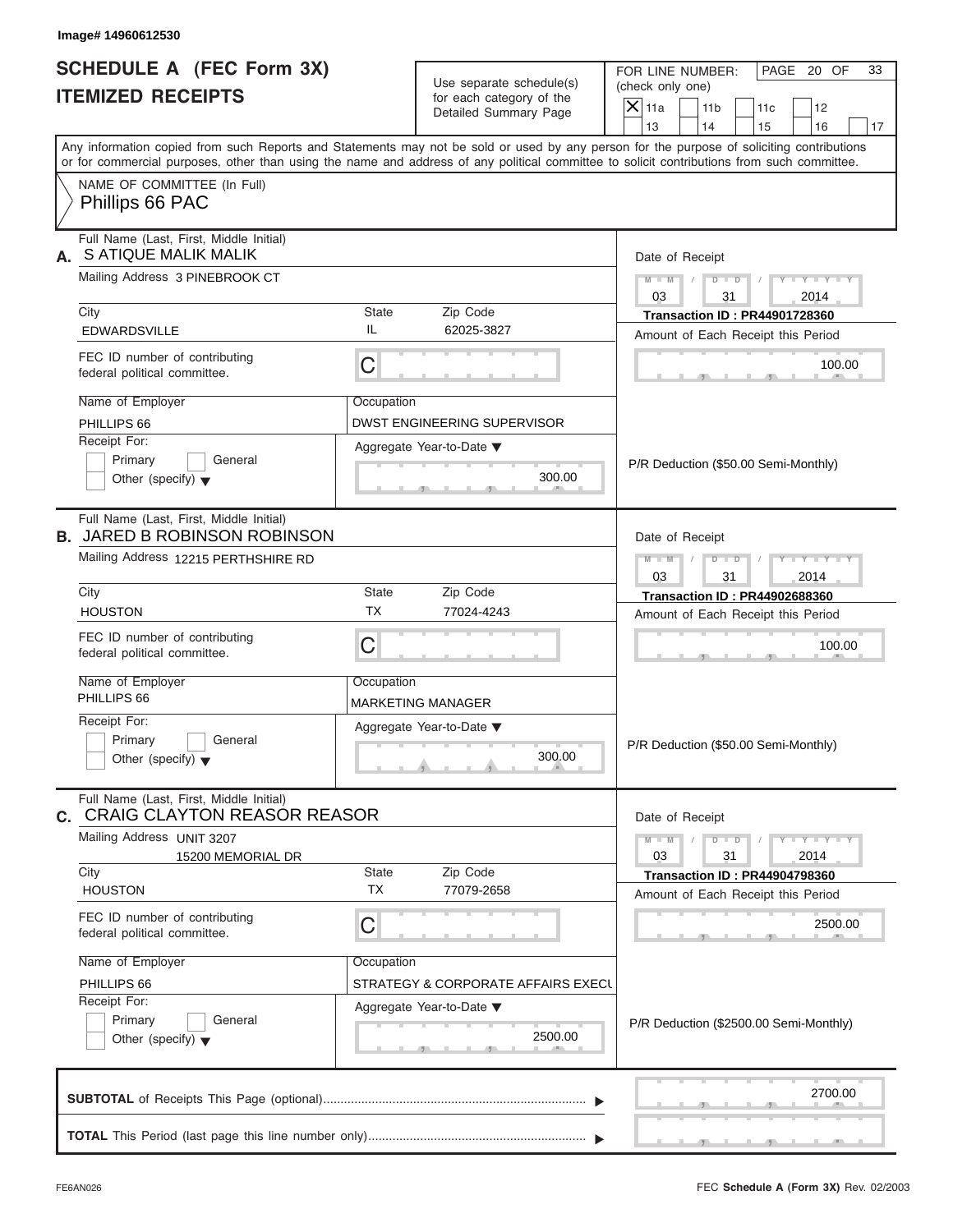Image# 14960612530

# SCHEDULE A (FEC Form 3X)
# ITEMIZED RECEIPTS

Use separate schedule(s) for each category of the Detailed Summary Page

FOR LINE NUMBER: (check only one)

- [X] 11a
- [ ] 11b
- [ ] 11c
- [ ] 12
- [ ] 13
- [ ] 14
- [ ] 15
- [ ] 16
- [ ] 17

PAGE 20 OF 33

Any information copied from such Reports and Statements may not be sold or used by any person for the purpose of soliciting contributions or for commercial purposes, other than using the name and address of any political committee to solicit contributions from such committee.

NAME OF COMMITTEE (In Full)
Phillips 66 PAC

---

**A.** Full Name (Last, First, Middle Initial): S ATIQUE MALIK MALIK

Mailing Address: 3 PINEBROOK CT

City: EDWARDSVILLE | State: IL | Zip Code: 62025-3827

FEC ID number of contributing federal political committee: C

Name of Employer: PHILLIPS 66

Occupation: DWST ENGINEERING SUPERVISOR

Receipt For: Primary [ ] General [ ] Other (specify)

Aggregate Year-to-Date: 300.00

Date of Receipt: 03 / 31 / 2014

Transaction ID : PR44901728360

Amount of Each Receipt this Period: 100.00

P/R Deduction ($50.00 Semi-Monthly)

---

**B.** Full Name (Last, First, Middle Initial): JARED B ROBINSON ROBINSON

Mailing Address: 12215 PERTHSHIRE RD

City: HOUSTON | State: TX | Zip Code: 77024-4243

FEC ID number of contributing federal political committee: C

Name of Employer: PHILLIPS 66

Occupation: MARKETING MANAGER

Receipt For: Primary [ ] General [ ] Other (specify)

Aggregate Year-to-Date: 300.00

Date of Receipt: 03 / 31 / 2014

Transaction ID : PR44902688360

Amount of Each Receipt this Period: 100.00

P/R Deduction ($50.00 Semi-Monthly)

---

**C.** Full Name (Last, First, Middle Initial): CRAIG CLAYTON REASOR REASOR

Mailing Address: UNIT 3207, 15200 MEMORIAL DR

City: HOUSTON | State: TX | Zip Code: 77079-2658

FEC ID number of contributing federal political committee: C

Name of Employer: PHILLIPS 66

Occupation: STRATEGY & CORPORATE AFFAIRS EXECU

Receipt For: Primary [ ] General [ ] Other (specify)

Aggregate Year-to-Date: 2500.00

Date of Receipt: 03 / 31 / 2014

Transaction ID : PR44904798360

Amount of Each Receipt this Period: 2500.00

P/R Deduction ($2500.00 Semi-Monthly)

---

**SUBTOTAL** of Receipts This Page (optional): 2700.00

**TOTAL** This Period (last page this line number only):

FE6AN026

FEC **Schedule A** (Form 3X) Rev. 02/2003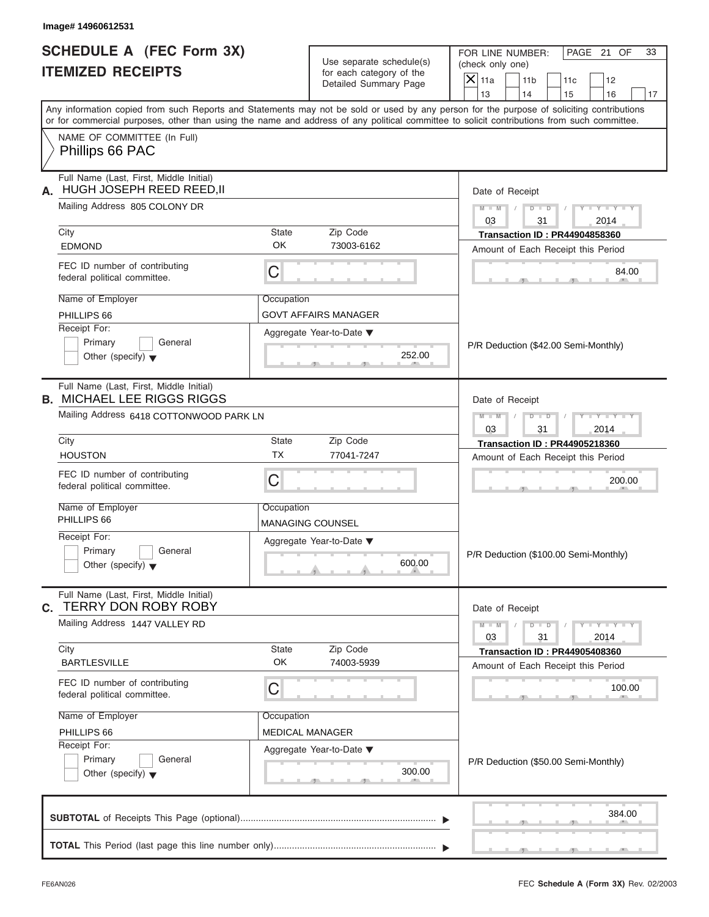Image# 14960612531

# SCHEDULE A (FEC Form 3X)
## ITEMIZED RECEIPTS

Use separate schedule(s) for each category of the Detailed Summary Page

FOR LINE NUMBER: (check only one)
[X] 11a [ ] 11b [ ] 11c [ ] 12 [ ] 13 [ ] 14 [ ] 15 [ ] 16 [ ] 17

PAGE 21 OF 33

Any information copied from such Reports and Statements may not be sold or used by any person for the purpose of soliciting contributions or for commercial purposes, other than using the name and address of any political committee to solicit contributions from such committee.

NAME OF COMMITTEE (In Full)
Phillips 66 PAC

---

**A.** Full Name (Last, First, Middle Initial): HUGH JOSEPH REED REED,II

Mailing Address: 805 COLONY DR

City: EDMOND | State: OK | Zip Code: 73003-6162

FEC ID number of contributing federal political committee: C

Name of Employer: PHILLIPS 66

Occupation: GOVT AFFAIRS MANAGER

Receipt For: [ ] Primary [ ] General [ ] Other (specify)

Aggregate Year-to-Date: 252.00

Date of Receipt: 03 / 31 / 2014

Transaction ID : PR44904858360

Amount of Each Receipt this Period: 84.00

P/R Deduction ($42.00 Semi-Monthly)

---

**B.** Full Name (Last, First, Middle Initial): MICHAEL LEE RIGGS RIGGS

Mailing Address: 6418 COTTONWOOD PARK LN

City: HOUSTON | State: TX | Zip Code: 77041-7247

FEC ID number of contributing federal political committee: C

Name of Employer: PHILLIPS 66

Occupation: MANAGING COUNSEL

Receipt For: [ ] Primary [ ] General [ ] Other (specify)

Aggregate Year-to-Date: 600.00

Date of Receipt: 03 / 31 / 2014

Transaction ID : PR44905218360

Amount of Each Receipt this Period: 200.00

P/R Deduction ($100.00 Semi-Monthly)

---

**C.** Full Name (Last, First, Middle Initial): TERRY DON ROBY ROBY

Mailing Address: 1447 VALLEY RD

City: BARTLESVILLE | State: OK | Zip Code: 74003-5939

FEC ID number of contributing federal political committee: C

Name of Employer: PHILLIPS 66

Occupation: MEDICAL MANAGER

Receipt For: [ ] Primary [ ] General [ ] Other (specify)

Aggregate Year-to-Date: 300.00

Date of Receipt: 03 / 31 / 2014

Transaction ID : PR44905408360

Amount of Each Receipt this Period: 100.00

P/R Deduction ($50.00 Semi-Monthly)

---

**SUBTOTAL** of Receipts This Page (optional): 384.00

**TOTAL** This Period (last page this line number only):

FE6AN026

FEC **Schedule A** (Form 3X) Rev. 02/2003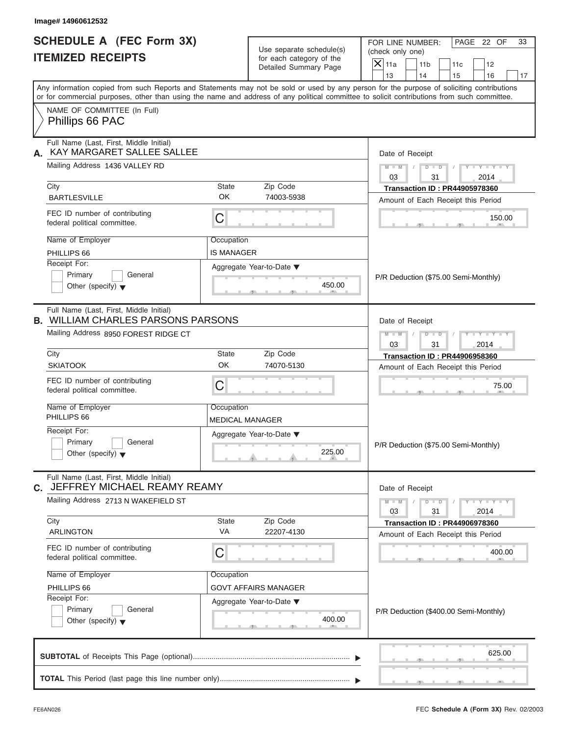Image# 14960612532

# SCHEDULE A (FEC Form 3X)
## ITEMIZED RECEIPTS

Use separate schedule(s) for each category of the Detailed Summary Page

FOR LINE NUMBER: (check only one)

- [X] 11a
- [ ] 11b
- [ ] 11c
- [ ] 12
- [ ] 13
- [ ] 14
- [ ] 15
- [ ] 16
- [ ] 17

Any information copied from such Reports and Statements may not be sold or used by any person for the purpose of soliciting contributions or for commercial purposes, other than using the name and address of any political committee to solicit contributions from such committee.

NAME OF COMMITTEE (In Full)
Phillips 66 PAC

---

**A.** Full Name (Last, First, Middle Initial): KAY MARGARET SALLEE SALLEE

Mailing Address: 1436 VALLEY RD

| City | State | Zip Code |
|---|---|---|
| BARTLESVILLE | OK | 74003-5938 |

FEC ID number of contributing federal political committee: C

Name of Employer: PHILLIPS 66
Occupation: IS MANAGER

Receipt For: Primary / General / Other (specify)

Aggregate Year-to-Date: 450.00

Date of Receipt: 03 / 31 / 2014
Transaction ID : PR44905978360
Amount of Each Receipt this Period: 150.00

P/R Deduction ($75.00 Semi-Monthly)

---

**B.** Full Name (Last, First, Middle Initial): WILLIAM CHARLES PARSONS PARSONS

Mailing Address: 8950 FOREST RIDGE CT

| City | State | Zip Code |
|---|---|---|
| SKIATOOK | OK | 74070-5130 |

FEC ID number of contributing federal political committee: C

Name of Employer: PHILLIPS 66
Occupation: MEDICAL MANAGER

Receipt For: Primary / General / Other (specify)

Aggregate Year-to-Date: 225.00

Date of Receipt: 03 / 31 / 2014
Transaction ID : PR44906958360
Amount of Each Receipt this Period: 75.00

P/R Deduction ($75.00 Semi-Monthly)

---

**C.** Full Name (Last, First, Middle Initial): JEFFREY MICHAEL REAMY REAMY

Mailing Address: 2713 N WAKEFIELD ST

| City | State | Zip Code |
|---|---|---|
| ARLINGTON | VA | 22207-4130 |

FEC ID number of contributing federal political committee: C

Name of Employer: PHILLIPS 66
Occupation: GOVT AFFAIRS MANAGER

Receipt For: Primary / General / Other (specify)

Aggregate Year-to-Date: 400.00

Date of Receipt: 03 / 31 / 2014
Transaction ID : PR44906978360
Amount of Each Receipt this Period: 400.00

P/R Deduction ($400.00 Semi-Monthly)

---

**SUBTOTAL** of Receipts This Page (optional): 625.00

**TOTAL** This Period (last page this line number only):

FE6AN026

FEC **Schedule A** (Form 3X) Rev. 02/2003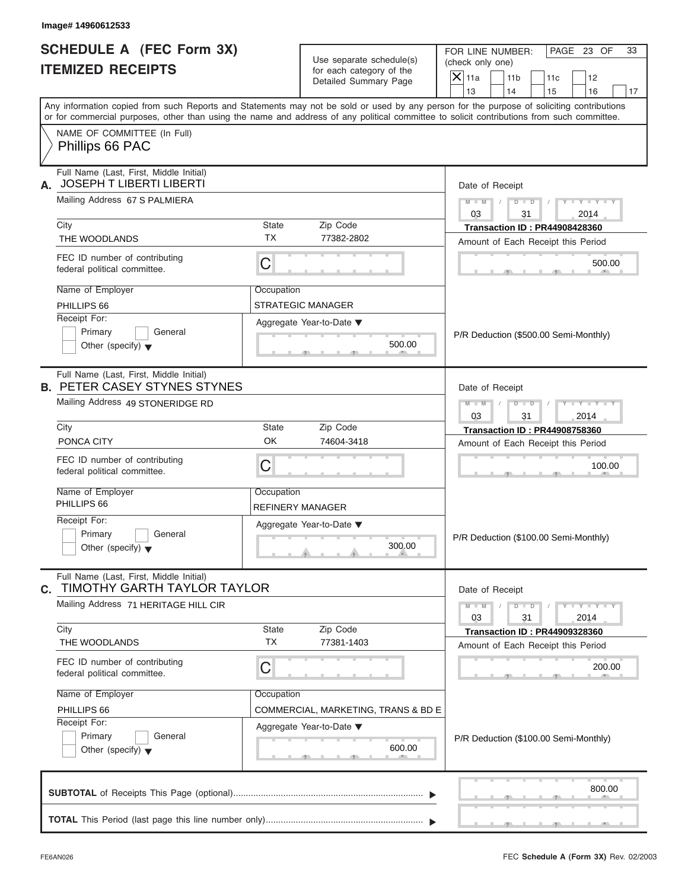Image# 14960612533

# SCHEDULE A (FEC Form 3X)
## ITEMIZED RECEIPTS

Use separate schedule(s) for each category of the Detailed Summary Page

FOR LINE NUMBER: (check only one)

[X] 11a [ ] 11b [ ] 11c [ ] 12 [ ] 13 [ ] 14 [ ] 15 [ ] 16 [ ] 17

PAGE 23 OF 33

Any information copied from such Reports and Statements may not be sold or used by any person for the purpose of soliciting contributions or for commercial purposes, other than using the name and address of any political committee to solicit contributions from such committee.

NAME OF COMMITTEE (In Full)
Phillips 66 PAC

---

**A.** Full Name (Last, First, Middle Initial): JOSEPH T LIBERTI LIBERTI

Mailing Address: 67 S PALMIERA

| City | State | Zip Code |
|---|---|---|
| THE WOODLANDS | TX | 77382-2802 |

FEC ID number of contributing federal political committee: C

Name of Employer: PHILLIPS 66

Occupation: STRATEGIC MANAGER

Receipt For: [ ] Primary [ ] General [ ] Other (specify)

Aggregate Year-to-Date: 500.00

Date of Receipt: 03 / 31 / 2014

Transaction ID : PR44908428360

Amount of Each Receipt this Period: 500.00

P/R Deduction ($500.00 Semi-Monthly)

---

**B.** Full Name (Last, First, Middle Initial): PETER CASEY STYNES STYNES

Mailing Address: 49 STONERIDGE RD

| City | State | Zip Code |
|---|---|---|
| PONCA CITY | OK | 74604-3418 |

FEC ID number of contributing federal political committee: C

Name of Employer: PHILLIPS 66

Occupation: REFINERY MANAGER

Receipt For: [ ] Primary [ ] General [ ] Other (specify)

Aggregate Year-to-Date: 300.00

Date of Receipt: 03 / 31 / 2014

Transaction ID : PR44908758360

Amount of Each Receipt this Period: 100.00

P/R Deduction ($100.00 Semi-Monthly)

---

**C.** Full Name (Last, First, Middle Initial): TIMOTHY GARTH TAYLOR TAYLOR

Mailing Address: 71 HERITAGE HILL CIR

| City | State | Zip Code |
|---|---|---|
| THE WOODLANDS | TX | 77381-1403 |

FEC ID number of contributing federal political committee: C

Name of Employer: PHILLIPS 66

Occupation: COMMERCIAL, MARKETING, TRANS & BD E

Receipt For: [ ] Primary [ ] General [ ] Other (specify)

Aggregate Year-to-Date: 600.00

Date of Receipt: 03 / 31 / 2014

Transaction ID : PR44909328360

Amount of Each Receipt this Period: 200.00

P/R Deduction ($100.00 Semi-Monthly)

---

**SUBTOTAL** of Receipts This Page (optional): 800.00

**TOTAL** This Period (last page this line number only):

FE6AN026 FEC **Schedule A** (Form 3X) Rev. 02/2003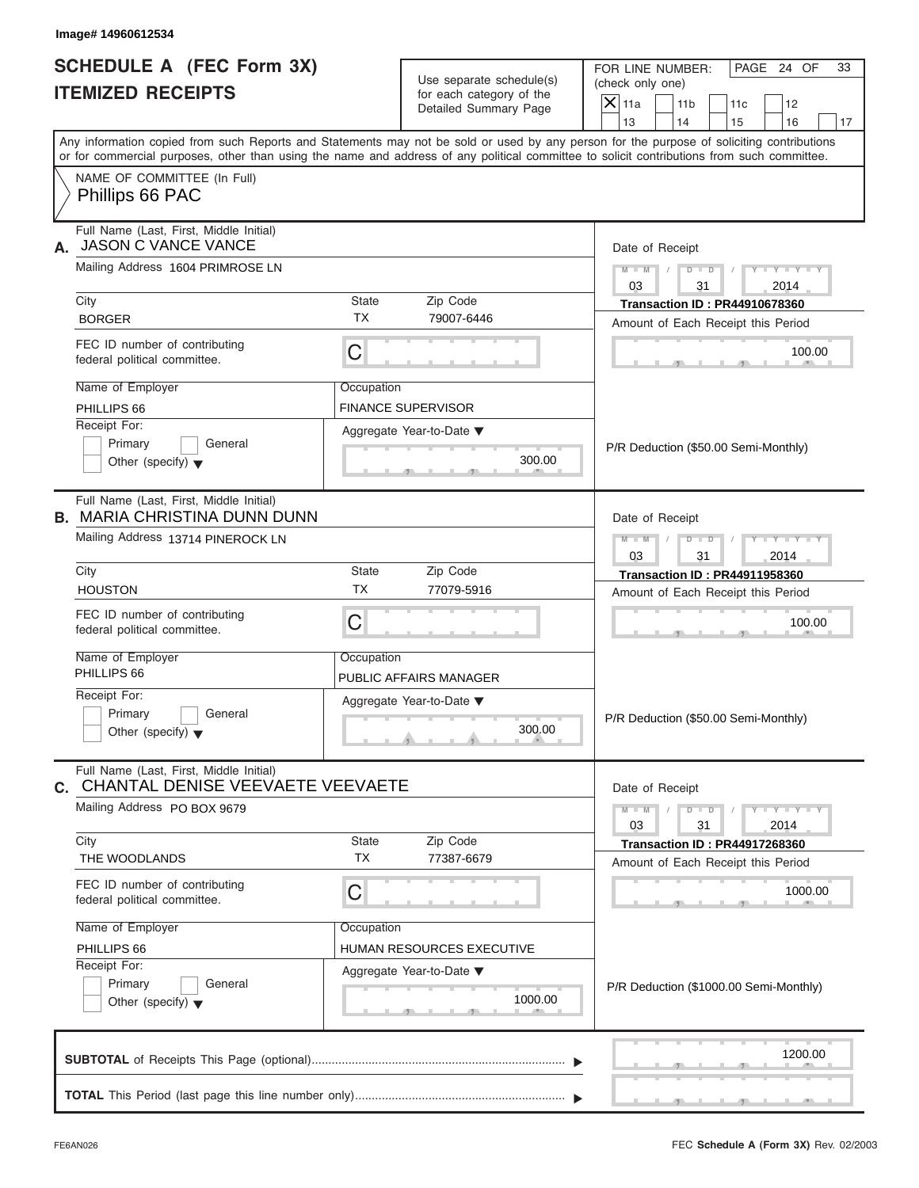Image# 14960612534

# SCHEDULE A (FEC Form 3X)
## ITEMIZED RECEIPTS

Use separate schedule(s) for each category of the Detailed Summary Page

FOR LINE NUMBER: (check only one)

- [X] 11a
- [ ] 11b
- [ ] 11c
- [ ] 12
- [ ] 13
- [ ] 14
- [ ] 15
- [ ] 16
- [ ] 17

Any information copied from such Reports and Statements may not be sold or used by any person for the purpose of soliciting contributions or for commercial purposes, other than using the name and address of any political committee to solicit contributions from such committee.

NAME OF COMMITTEE (In Full)
Phillips 66 PAC

---

**A.** Full Name (Last, First, Middle Initial): JASON C VANCE VANCE

Mailing Address: 1604 PRIMROSE LN

| City | State | Zip Code |
|---|---|---|
| BORGER | TX | 79007-6446 |

FEC ID number of contributing federal political committee: C

Name of Employer: PHILLIPS 66
Occupation: FINANCE SUPERVISOR

Receipt For: Primary / General / Other (specify)

Aggregate Year-to-Date: 300.00

Date of Receipt: 03 / 31 / 2014
Transaction ID : PR44910678360
Amount of Each Receipt this Period: 100.00

P/R Deduction ($50.00 Semi-Monthly)

---

**B.** Full Name (Last, First, Middle Initial): MARIA CHRISTINA DUNN DUNN

Mailing Address: 13714 PINEROCK LN

| City | State | Zip Code |
|---|---|---|
| HOUSTON | TX | 77079-5916 |

FEC ID number of contributing federal political committee: C

Name of Employer: PHILLIPS 66
Occupation: PUBLIC AFFAIRS MANAGER

Receipt For: Primary / General / Other (specify)

Aggregate Year-to-Date: 300.00

Date of Receipt: 03 / 31 / 2014
Transaction ID : PR44911958360
Amount of Each Receipt this Period: 100.00

P/R Deduction ($50.00 Semi-Monthly)

---

**C.** Full Name (Last, First, Middle Initial): CHANTAL DENISE VEEVAETE VEEVAETE

Mailing Address: PO BOX 9679

| City | State | Zip Code |
|---|---|---|
| THE WOODLANDS | TX | 77387-6679 |

FEC ID number of contributing federal political committee: C

Name of Employer: PHILLIPS 66
Occupation: HUMAN RESOURCES EXECUTIVE

Receipt For: Primary / General / Other (specify)

Aggregate Year-to-Date: 1000.00

Date of Receipt: 03 / 31 / 2014
Transaction ID : PR44917268360
Amount of Each Receipt this Period: 1000.00

P/R Deduction ($1000.00 Semi-Monthly)

---

**SUBTOTAL** of Receipts This Page (optional): 1200.00

**TOTAL** This Period (last page this line number only):

FE6AN026 FEC **Schedule A** (Form 3X) Rev. 02/2003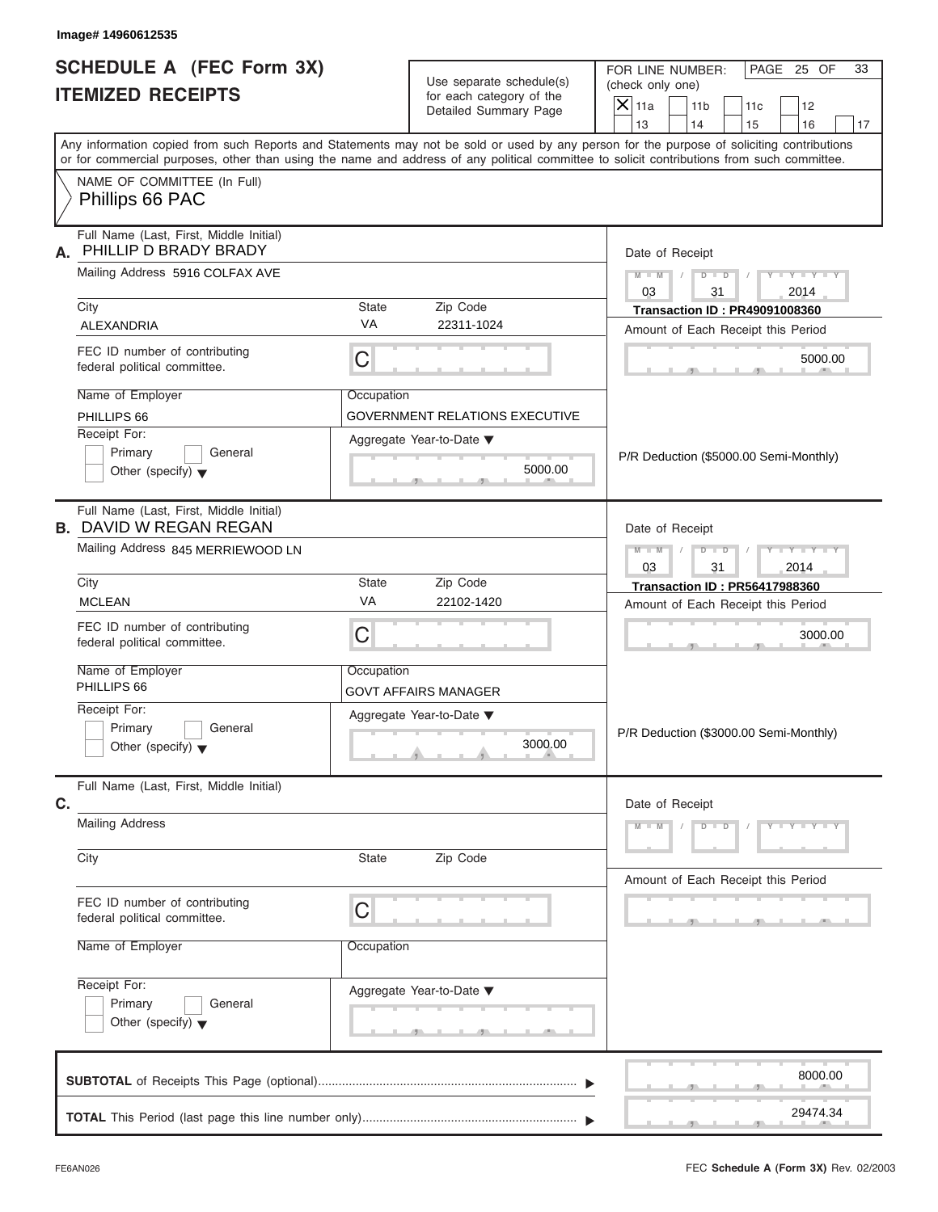Image# 14960612535

# SCHEDULE A (FEC Form 3X)
## ITEMIZED RECEIPTS

Use separate schedule(s) for each category of the Detailed Summary Page

FOR LINE NUMBER: (check only one)

- [X] 11a
- [ ] 11b
- [ ] 11c
- [ ] 12
- [ ] 13
- [ ] 14
- [ ] 15
- [ ] 16
- [ ] 17

PAGE 25 OF 33

Any information copied from such Reports and Statements may not be sold or used by any person for the purpose of soliciting contributions or for commercial purposes, other than using the name and address of any political committee to solicit contributions from such committee.

NAME OF COMMITTEE (In Full)
Phillips 66 PAC

---

**A.** Full Name (Last, First, Middle Initial): PHILLIP D BRADY BRADY

Mailing Address: 5916 COLFAX AVE

City: ALEXANDRIA | State: VA | Zip Code: 22311-1024

FEC ID number of contributing federal political committee: C

Name of Employer: PHILLIPS 66

Occupation: GOVERNMENT RELATIONS EXECUTIVE

Receipt For: Primary / General / Other (specify)

Aggregate Year-to-Date: 5000.00

Date of Receipt: 03 / 31 / 2014

Transaction ID : PR49091008360

Amount of Each Receipt this Period: 5000.00

P/R Deduction ($5000.00 Semi-Monthly)

---

**B.** Full Name (Last, First, Middle Initial): DAVID W REGAN REGAN

Mailing Address: 845 MERRIEWOOD LN

City: MCLEAN | State: VA | Zip Code: 22102-1420

FEC ID number of contributing federal political committee: C

Name of Employer: PHILLIPS 66

Occupation: GOVT AFFAIRS MANAGER

Receipt For: Primary / General / Other (specify)

Aggregate Year-to-Date: 3000.00

Date of Receipt: 03 / 31 / 2014

Transaction ID : PR56417988360

Amount of Each Receipt this Period: 3000.00

P/R Deduction ($3000.00 Semi-Monthly)

---

**C.** Full Name (Last, First, Middle Initial):

Mailing Address:

City: | State: | Zip Code:

FEC ID number of contributing federal political committee: C

Name of Employer:

Occupation:

Receipt For: Primary / General / Other (specify)

Aggregate Year-to-Date:

Date of Receipt:

Amount of Each Receipt this Period:

---

**SUBTOTAL** of Receipts This Page (optional): 8000.00

**TOTAL** This Period (last page this line number only): 29474.34

FE6AN026

FEC **Schedule A** (Form 3X) Rev. 02/2003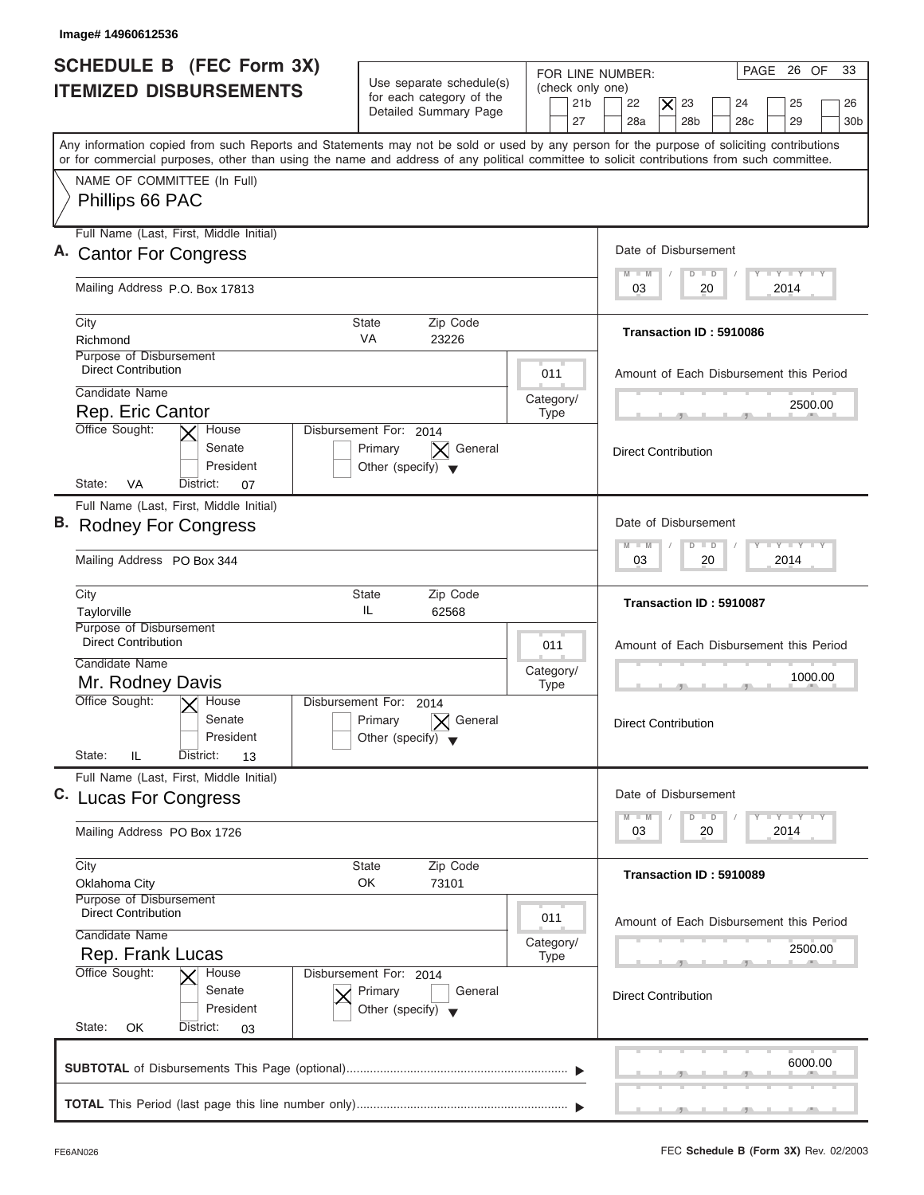Image# 14960612536

# SCHEDULE B (FEC Form 3X) ITEMIZED DISBURSEMENTS

Use separate schedule(s) for each category of the Detailed Summary Page

FOR LINE NUMBER: (check only one)
21b, 22, [X] 23, 24, 25, 26, 27, 28a, 28b, 28c, 29, 30b

PAGE 26 OF 33

Any information copied from such Reports and Statements may not be sold or used by any person for the purpose of soliciting contributions or for commercial purposes, other than using the name and address of any political committee to solicit contributions from such committee.

NAME OF COMMITTEE (In Full)
Phillips 66 PAC

---

**A.** Full Name (Last, First, Middle Initial): Cantor For Congress

Mailing Address: P.O. Box 17813

City: Richmond | State: VA | Zip Code: 23226

Purpose of Disbursement: Direct Contribution

Category/Type: 011

Candidate Name: Rep. Eric Cantor

Office Sought: [X] House [ ] Senate [ ] President

State: VA District: 07

Disbursement For: 2014 [ ] Primary [X] General [ ] Other (specify)

Date of Disbursement: 03 / 20 / 2014

Transaction ID : 5910086

Amount of Each Disbursement this Period: 2500.00

Direct Contribution

---

**B.** Full Name (Last, First, Middle Initial): Rodney For Congress

Mailing Address: PO Box 344

City: Taylorville | State: IL | Zip Code: 62568

Purpose of Disbursement: Direct Contribution

Category/Type: 011

Candidate Name: Mr. Rodney Davis

Office Sought: [X] House [ ] Senate [ ] President

State: IL District: 13

Disbursement For: 2014 [ ] Primary [X] General [ ] Other (specify)

Date of Disbursement: 03 / 20 / 2014

Transaction ID : 5910087

Amount of Each Disbursement this Period: 1000.00

Direct Contribution

---

**C.** Full Name (Last, First, Middle Initial): Lucas For Congress

Mailing Address: PO Box 1726

City: Oklahoma City | State: OK | Zip Code: 73101

Purpose of Disbursement: Direct Contribution

Category/Type: 011

Candidate Name: Rep. Frank Lucas

Office Sought: [X] House [ ] Senate [ ] President

State: OK District: 03

Disbursement For: 2014 [X] Primary [ ] General [ ] Other (specify)

Date of Disbursement: 03 / 20 / 2014

Transaction ID : 5910089

Amount of Each Disbursement this Period: 2500.00

Direct Contribution

---

**SUBTOTAL** of Disbursements This Page (optional): 6000.00

**TOTAL** This Period (last page this line number only):

FE6AN026

FEC **Schedule B (Form 3X)** Rev. 02/2003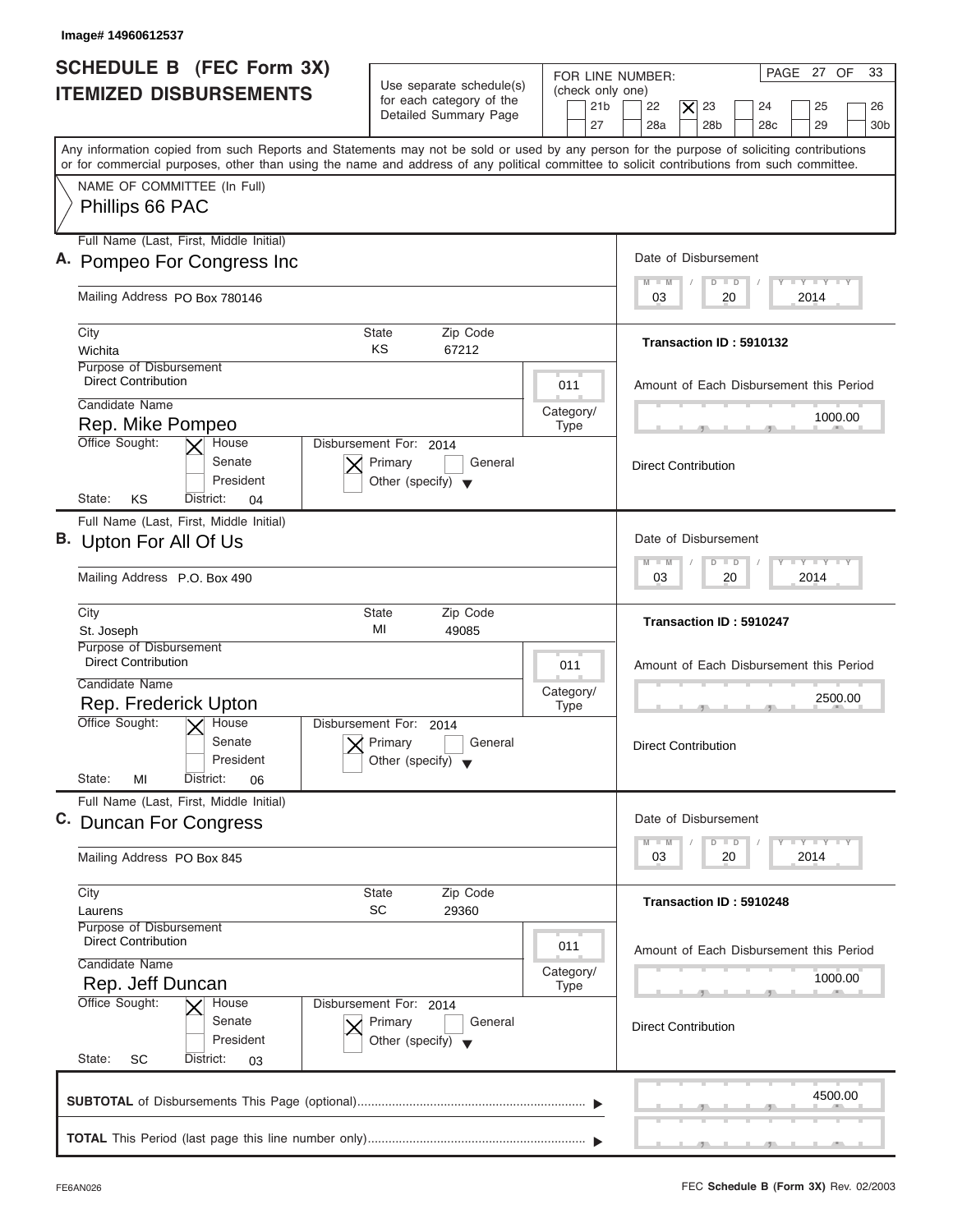Image# 14960612537

# SCHEDULE B (FEC Form 3X) ITEMIZED DISBURSEMENTS

Use separate schedule(s) for each category of the Detailed Summary Page

FOR LINE NUMBER: (check only one)
21b | 22 | [X] 23 | 24 | 25 | 26 | 27 | 28a | 28b | 28c | 29 | 30b

PAGE 27 OF 33

Any information copied from such Reports and Statements may not be sold or used by any person for the purpose of soliciting contributions or for commercial purposes, other than using the name and address of any political committee to solicit contributions from such committee.

NAME OF COMMITTEE (In Full)
Phillips 66 PAC

---

**A.** Full Name (Last, First, Middle Initial): Pompeo For Congress Inc

Mailing Address: PO Box 780146

City: Wichita | State: KS | Zip Code: 67212

Purpose of Disbursement: Direct Contribution

Category/Type: 011

Candidate Name: Rep. Mike Pompeo

Office Sought: [X] House [ ] Senate [ ] President

State: KS District: 04

Disbursement For: 2014 [X] Primary [ ] General [ ] Other (specify)

Date of Disbursement: 03 / 20 / 2014

Transaction ID : 5910132

Amount of Each Disbursement this Period: 1000.00

Direct Contribution

---

**B.** Full Name (Last, First, Middle Initial): Upton For All Of Us

Mailing Address: P.O. Box 490

City: St. Joseph | State: MI | Zip Code: 49085

Purpose of Disbursement: Direct Contribution

Category/Type: 011

Candidate Name: Rep. Frederick Upton

Office Sought: [X] House [ ] Senate [ ] President

State: MI District: 06

Disbursement For: 2014 [X] Primary [ ] General [ ] Other (specify)

Date of Disbursement: 03 / 20 / 2014

Transaction ID : 5910247

Amount of Each Disbursement this Period: 2500.00

Direct Contribution

---

**C.** Full Name (Last, First, Middle Initial): Duncan For Congress

Mailing Address: PO Box 845

City: Laurens | State: SC | Zip Code: 29360

Purpose of Disbursement: Direct Contribution

Category/Type: 011

Candidate Name: Rep. Jeff Duncan

Office Sought: [X] House [ ] Senate [ ] President

State: SC District: 03

Disbursement For: 2014 [X] Primary [ ] General [ ] Other (specify)

Date of Disbursement: 03 / 20 / 2014

Transaction ID : 5910248

Amount of Each Disbursement this Period: 1000.00

Direct Contribution

---

**SUBTOTAL** of Disbursements This Page (optional): 4500.00

**TOTAL** This Period (last page this line number only):

FE6AN026 FEC **Schedule B (Form 3X)** Rev. 02/2003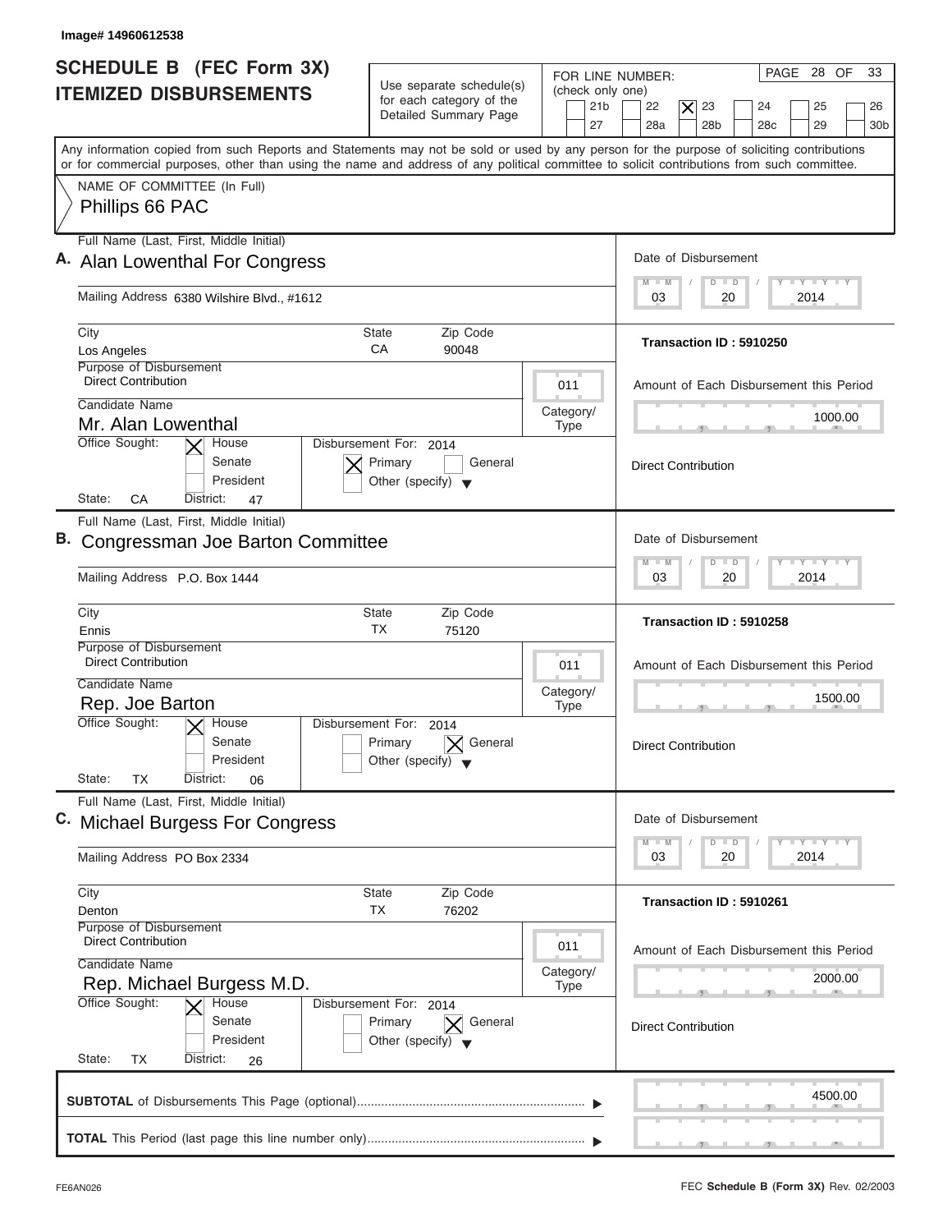Image# 14960612538

# SCHEDULE B (FEC Form 3X)
## ITEMIZED DISBURSEMENTS

Use separate schedule(s) for each category of the Detailed Summary Page

FOR LINE NUMBER: (check only one)
21b | 22 | [X] 23 | 24 | 25 | 26 | 27 | 28a | 28b | 28c | 29 | 30b

PAGE 28 OF 33

Any information copied from such Reports and Statements may not be sold or used by any person for the purpose of soliciting contributions or for commercial purposes, other than using the name and address of any political committee to solicit contributions from such committee.

NAME OF COMMITTEE (In Full)
Phillips 66 PAC

---

**A.** Full Name (Last, First, Middle Initial): Alan Lowenthal For Congress

Mailing Address: 6380 Wilshire Blvd., #1612

City: Los Angeles | State: CA | Zip Code: 90048

Purpose of Disbursement: Direct Contribution

Category/Type: 011

Candidate Name: Mr. Alan Lowenthal

Office Sought: [X] House | Senate | President

State: CA | District: 47

Disbursement For: 2014 | [X] Primary | General | Other (specify)

Date of Disbursement: 03/20/2014

Transaction ID : 5910250

Amount of Each Disbursement this Period: 1000.00

Direct Contribution

---

**B.** Full Name (Last, First, Middle Initial): Congressman Joe Barton Committee

Mailing Address: P.O. Box 1444

City: Ennis | State: TX | Zip Code: 75120

Purpose of Disbursement: Direct Contribution

Category/Type: 011

Candidate Name: Rep. Joe Barton

Office Sought: [X] House | Senate | President

State: TX | District: 06

Disbursement For: 2014 | Primary | [X] General | Other (specify)

Date of Disbursement: 03/20/2014

Transaction ID : 5910258

Amount of Each Disbursement this Period: 1500.00

Direct Contribution

---

**C.** Full Name (Last, First, Middle Initial): Michael Burgess For Congress

Mailing Address: PO Box 2334

City: Denton | State: TX | Zip Code: 76202

Purpose of Disbursement: Direct Contribution

Category/Type: 011

Candidate Name: Rep. Michael Burgess M.D.

Office Sought: [X] House | Senate | President

State: TX | District: 26

Disbursement For: 2014 | Primary | [X] General | Other (specify)

Date of Disbursement: 03/20/2014

Transaction ID : 5910261

Amount of Each Disbursement this Period: 2000.00

Direct Contribution

---

**SUBTOTAL** of Disbursements This Page (optional): 4500.00

**TOTAL** This Period (last page this line number only):

FE6AN026 | FEC **Schedule B (Form 3X)** Rev. 02/2003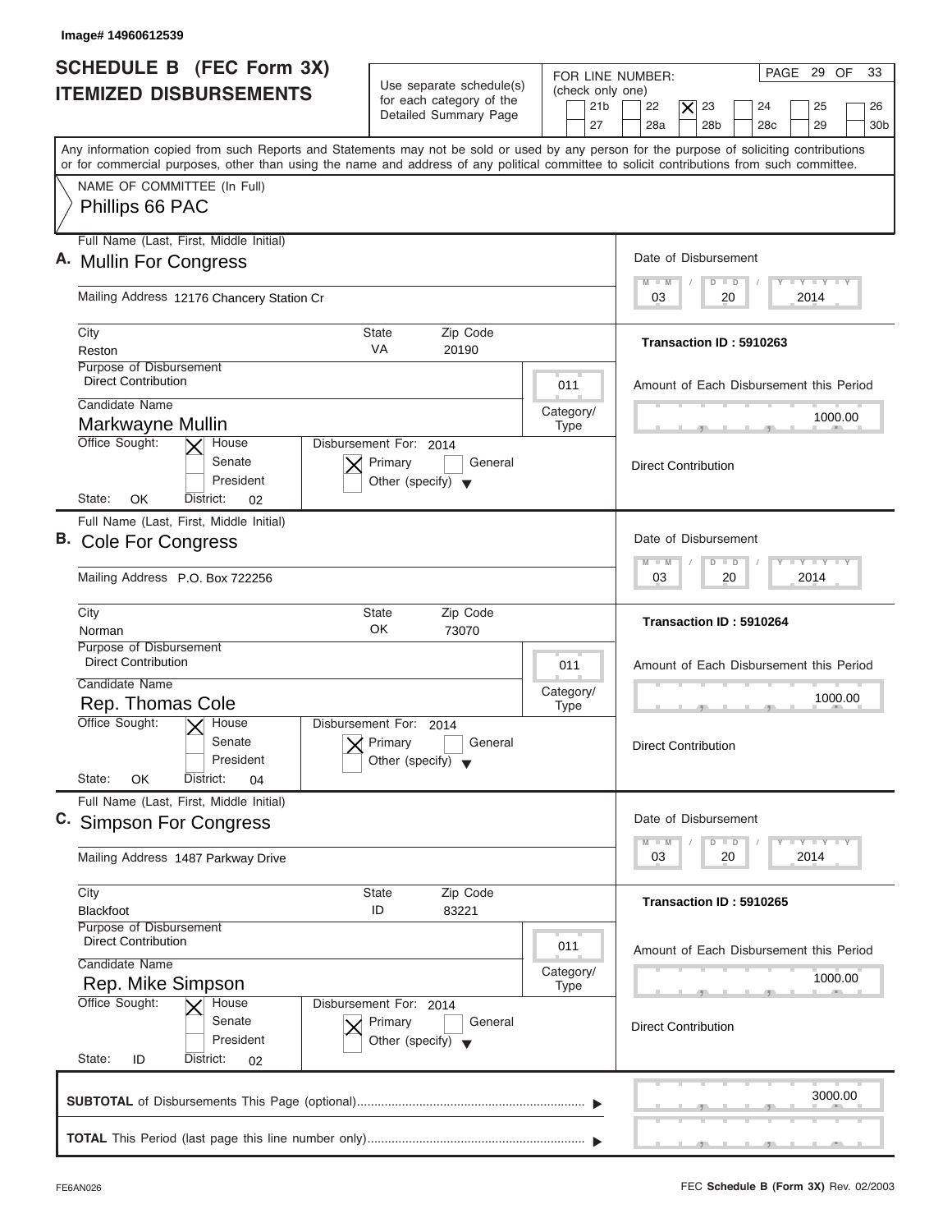Image# 14960612539

# SCHEDULE B (FEC Form 3X) ITEMIZED DISBURSEMENTS

Use separate schedule(s) for each category of the Detailed Summary Page

FOR LINE NUMBER: (check only one)

21b | 22 | **[X] 23** | 24 | 25 | 26 | 27 | 28a | 28b | 28c | 29 | 30b

PAGE 29 OF 33

Any information copied from such Reports and Statements may not be sold or used by any person for the purpose of soliciting contributions or for commercial purposes, other than using the name and address of any political committee to solicit contributions from such committee.

NAME OF COMMITTEE (In Full)

**Phillips 66 PAC**

---

## A. Mullin For Congress

Full Name (Last, First, Middle Initial): Mullin For Congress

Mailing Address: 12176 Chancery Station Cr

City: Reston | State: VA | Zip Code: 20190

Purpose of Disbursement: Direct Contribution

Category/Type: 011

Candidate Name: Markwayne Mullin

Office Sought: [X] House [ ] Senate [ ] President

State: OK | District: 02

Disbursement For: 2014 [X] Primary [ ] General [ ] Other (specify)

Date of Disbursement: 03 / 20 / 2014

Transaction ID : 5910263

Amount of Each Disbursement this Period: 1000.00

Direct Contribution

---

## B. Cole For Congress

Full Name (Last, First, Middle Initial): Cole For Congress

Mailing Address: P.O. Box 722256

City: Norman | State: OK | Zip Code: 73070

Purpose of Disbursement: Direct Contribution

Category/Type: 011

Candidate Name: Rep. Thomas Cole

Office Sought: [X] House [ ] Senate [ ] President

State: OK | District: 04

Disbursement For: 2014 [X] Primary [ ] General [ ] Other (specify)

Date of Disbursement: 03 / 20 / 2014

Transaction ID : 5910264

Amount of Each Disbursement this Period: 1000.00

Direct Contribution

---

## C. Simpson For Congress

Full Name (Last, First, Middle Initial): Simpson For Congress

Mailing Address: 1487 Parkway Drive

City: Blackfoot | State: ID | Zip Code: 83221

Purpose of Disbursement: Direct Contribution

Category/Type: 011

Candidate Name: Rep. Mike Simpson

Office Sought: [X] House [ ] Senate [ ] President

State: ID | District: 02

Disbursement For: 2014 [X] Primary [ ] General [ ] Other (specify)

Date of Disbursement: 03 / 20 / 2014

Transaction ID : 5910265

Amount of Each Disbursement this Period: 1000.00

Direct Contribution

---

**SUBTOTAL** of Disbursements This Page (optional): 3000.00

**TOTAL** This Period (last page this line number only):

FE6AN026 | FEC **Schedule B (Form 3X)** Rev. 02/2003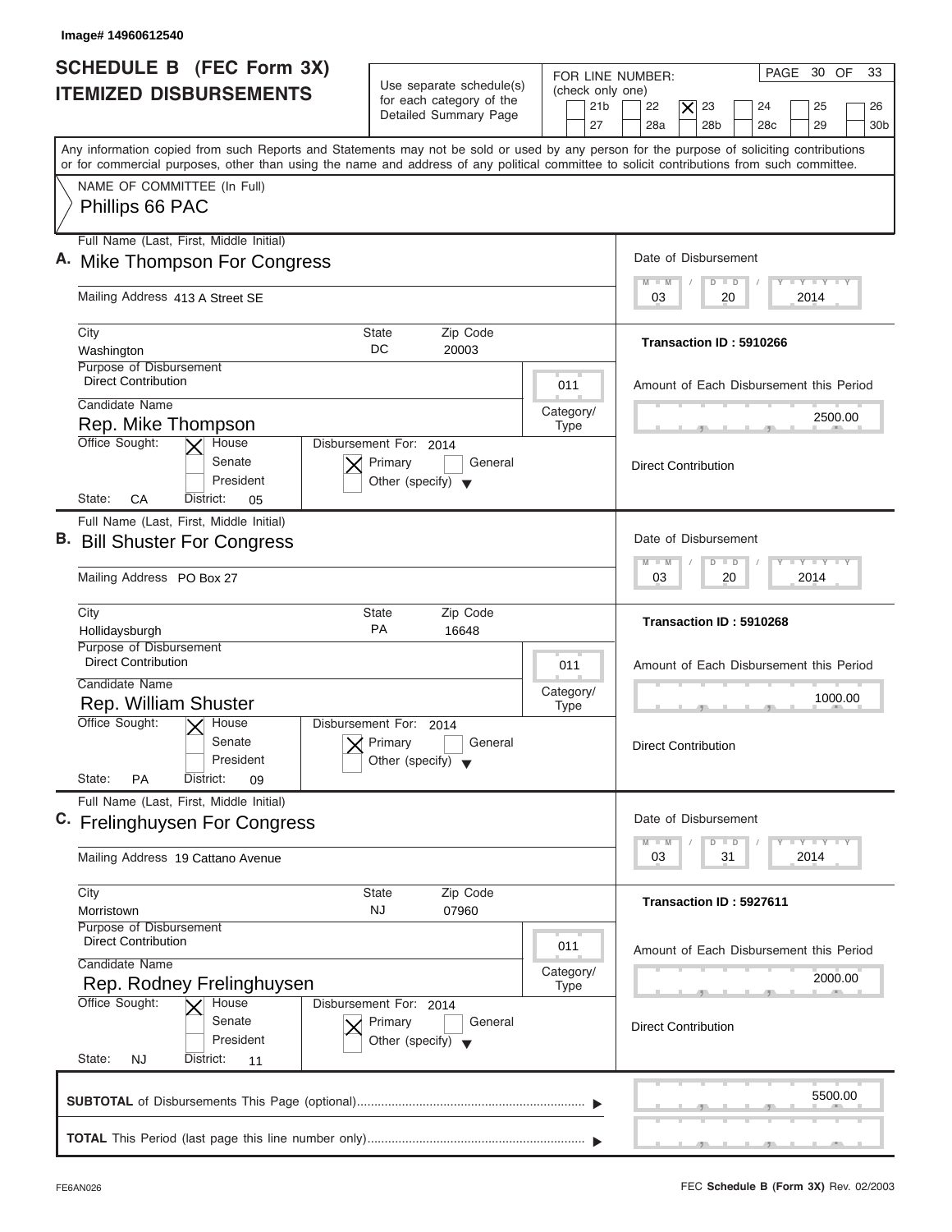Image# 14960612540

# SCHEDULE B (FEC Form 3X)
# ITEMIZED DISBURSEMENTS

Use separate schedule(s) for each category of the Detailed Summary Page

FOR LINE NUMBER: (check only one)

21b | 22 | [X] 23 | 24 | 25 | 26 | 27 | 28a | 28b | 28c | 29 | 30b

PAGE 30 OF 33

Any information copied from such Reports and Statements may not be sold or used by any person for the purpose of soliciting contributions or for commercial purposes, other than using the name and address of any political committee to solicit contributions from such committee.

NAME OF COMMITTEE (In Full)
Phillips 66 PAC

---

**A.** Full Name (Last, First, Middle Initial): Mike Thompson For Congress

Mailing Address: 413 A Street SE

City: Washington | State: DC | Zip Code: 20003

Purpose of Disbursement: Direct Contribution

Category/Type: 011

Candidate Name: Rep. Mike Thompson

Office Sought: [X] House [ ] Senate [ ] President

State: CA | District: 05

Disbursement For: 2014 [X] Primary [ ] General [ ] Other (specify)

Date of Disbursement: 03/20/2014

Transaction ID : 5910266

Amount of Each Disbursement this Period: 2500.00

Direct Contribution

---

**B.** Full Name (Last, First, Middle Initial): Bill Shuster For Congress

Mailing Address: PO Box 27

City: Hollidaysburgh | State: PA | Zip Code: 16648

Purpose of Disbursement: Direct Contribution

Category/Type: 011

Candidate Name: Rep. William Shuster

Office Sought: [X] House [ ] Senate [ ] President

State: PA | District: 09

Disbursement For: 2014 [X] Primary [ ] General [ ] Other (specify)

Date of Disbursement: 03/20/2014

Transaction ID : 5910268

Amount of Each Disbursement this Period: 1000.00

Direct Contribution

---

**C.** Full Name (Last, First, Middle Initial): Frelinghuysen For Congress

Mailing Address: 19 Cattano Avenue

City: Morristown | State: NJ | Zip Code: 07960

Purpose of Disbursement: Direct Contribution

Category/Type: 011

Candidate Name: Rep. Rodney Frelinghuysen

Office Sought: [X] House [ ] Senate [ ] President

State: NJ | District: 11

Disbursement For: 2014 [X] Primary [ ] General [ ] Other (specify)

Date of Disbursement: 03/31/2014

Transaction ID : 5927611

Amount of Each Disbursement this Period: 2000.00

Direct Contribution

---

**SUBTOTAL** of Disbursements This Page (optional): 5500.00

**TOTAL** This Period (last page this line number only):

FE6AN026

FEC **Schedule B (Form 3X)** Rev. 02/2003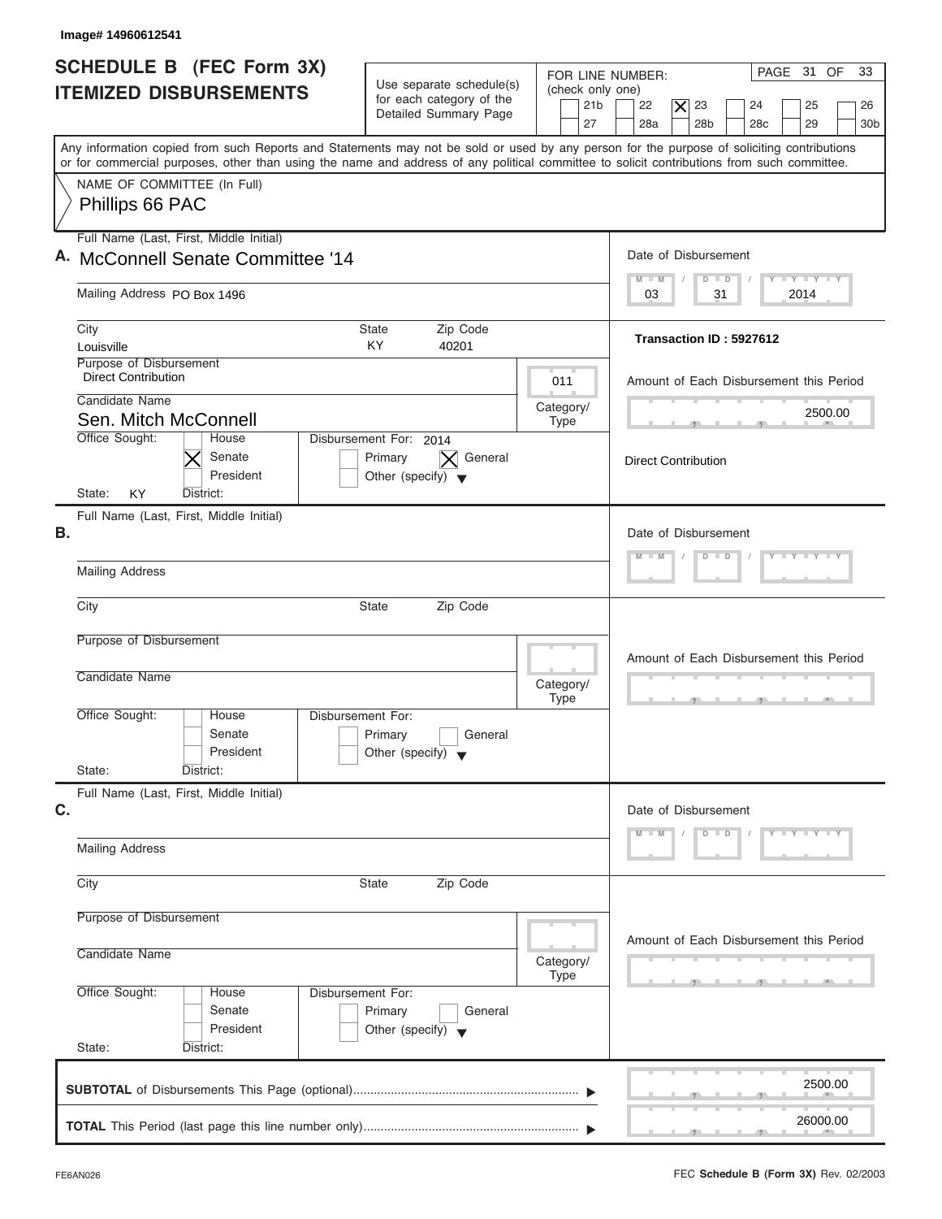Image# 14960612541

# SCHEDULE B (FEC Form 3X) ITEMIZED DISBURSEMENTS

Use separate schedule(s) for each category of the Detailed Summary Page

FOR LINE NUMBER: (check only one)

| | | | | | |
|---|---|---|---|---|---|
| 21b | 22 | [X] 23 | 24 | 25 | 26 |
| 27 | 28a | 28b | 28c | 29 | 30b |

Any information copied from such Reports and Statements may not be sold or used by any person for the purpose of soliciting contributions or for commercial purposes, other than using the name and address of any political committee to solicit contributions from such committee.

NAME OF COMMITTEE (In Full)
Phillips 66 PAC

**A.** Full Name (Last, First, Middle Initial): McConnell Senate Committee '14

Mailing Address: PO Box 1496

City: Louisville
State: KY
Zip Code: 40201

Purpose of Disbursement: Direct Contribution

Category/Type: 011

Candidate Name: Sen. Mitch McConnell

Office Sought: [ ] House [X] Senate [ ] President
State: KY District:

Disbursement For: 2014 [ ] Primary [X] General [ ] Other (specify)

Date of Disbursement: 03 / 31 / 2014

Transaction ID : 5927612

Amount of Each Disbursement this Period: 2500.00

Direct Contribution

**B.** Full Name (Last, First, Middle Initial):

Mailing Address:

City: State: Zip Code:

Purpose of Disbursement:

Candidate Name:

Category/Type:

Office Sought: [ ] House [ ] Senate [ ] President
State: District:

Disbursement For: [ ] Primary [ ] General [ ] Other (specify)

Date of Disbursement: M M / D D / Y Y Y Y

Amount of Each Disbursement this Period:

**C.** Full Name (Last, First, Middle Initial):

Mailing Address:

City: State: Zip Code:

Purpose of Disbursement:

Candidate Name:

Category/Type:

Office Sought: [ ] House [ ] Senate [ ] President
State: District:

Disbursement For: [ ] Primary [ ] General [ ] Other (specify)

Date of Disbursement: M M / D D / Y Y Y Y

Amount of Each Disbursement this Period:

**SUBTOTAL** of Disbursements This Page (optional): 2500.00

**TOTAL** This Period (last page this line number only): 26000.00

FE6AN026

FEC **Schedule B (Form 3X)** Rev. 02/2003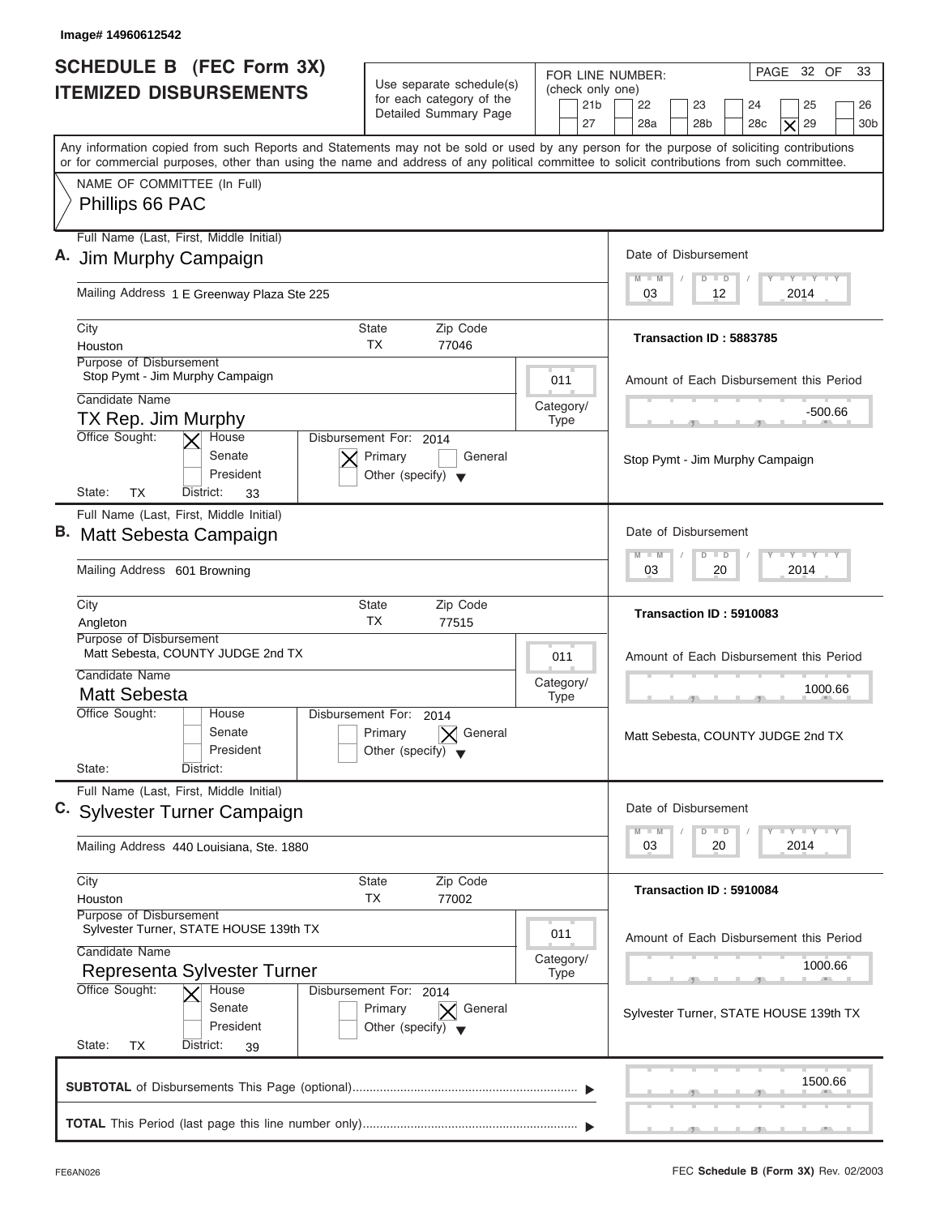Image# 14960612542

# SCHEDULE B (FEC Form 3X) ITEMIZED DISBURSEMENTS

Use separate schedule(s) for each category of the Detailed Summary Page

FOR LINE NUMBER: (check only one)
21b | 22 | 23 | 24 | 25 | 26 | 27 | 28a | 28b | 28c | [X] 29 | 30b

PAGE 32 OF 33

Any information copied from such Reports and Statements may not be sold or used by any person for the purpose of soliciting contributions or for commercial purposes, other than using the name and address of any political committee to solicit contributions from such committee.

NAME OF COMMITTEE (In Full)
Phillips 66 PAC

---

**A.** Full Name (Last, First, Middle Initial): Jim Murphy Campaign

Mailing Address: 1 E Greenway Plaza Ste 225

City: Houston | State: TX | Zip Code: 77046

Date of Disbursement: 03 / 12 / 2014

Transaction ID : 5883785

Purpose of Disbursement: Stop Pymt - Jim Murphy Campaign

Category/Type: 011

Candidate Name: TX Rep. Jim Murphy

Office Sought: [X] House | Senate | President

State: TX | District: 33

Disbursement For: 2014 | [X] Primary | General | Other (specify)

Amount of Each Disbursement this Period: -500.66

Stop Pymt - Jim Murphy Campaign

---

**B.** Full Name (Last, First, Middle Initial): Matt Sebesta Campaign

Mailing Address: 601 Browning

City: Angleton | State: TX | Zip Code: 77515

Date of Disbursement: 03 / 20 / 2014

Transaction ID : 5910083

Purpose of Disbursement: Matt Sebesta, COUNTY JUDGE 2nd TX

Category/Type: 011

Candidate Name: Matt Sebesta

Office Sought: House | Senate | President

State: | District:

Disbursement For: 2014 | Primary | [X] General | Other (specify)

Amount of Each Disbursement this Period: 1000.66

Matt Sebesta, COUNTY JUDGE 2nd TX

---

**C.** Full Name (Last, First, Middle Initial): Sylvester Turner Campaign

Mailing Address: 440 Louisiana, Ste. 1880

City: Houston | State: TX | Zip Code: 77002

Date of Disbursement: 03 / 20 / 2014

Transaction ID : 5910084

Purpose of Disbursement: Sylvester Turner, STATE HOUSE 139th TX

Category/Type: 011

Candidate Name: Representa Sylvester Turner

Office Sought: [X] House | Senate | President

State: TX | District: 39

Disbursement For: 2014 | Primary | [X] General | Other (specify)

Amount of Each Disbursement this Period: 1000.66

Sylvester Turner, STATE HOUSE 139th TX

---

**SUBTOTAL** of Disbursements This Page (optional): 1500.66

**TOTAL** This Period (last page this line number only):

FE6AN026

FEC **Schedule B (Form 3X)** Rev. 02/2003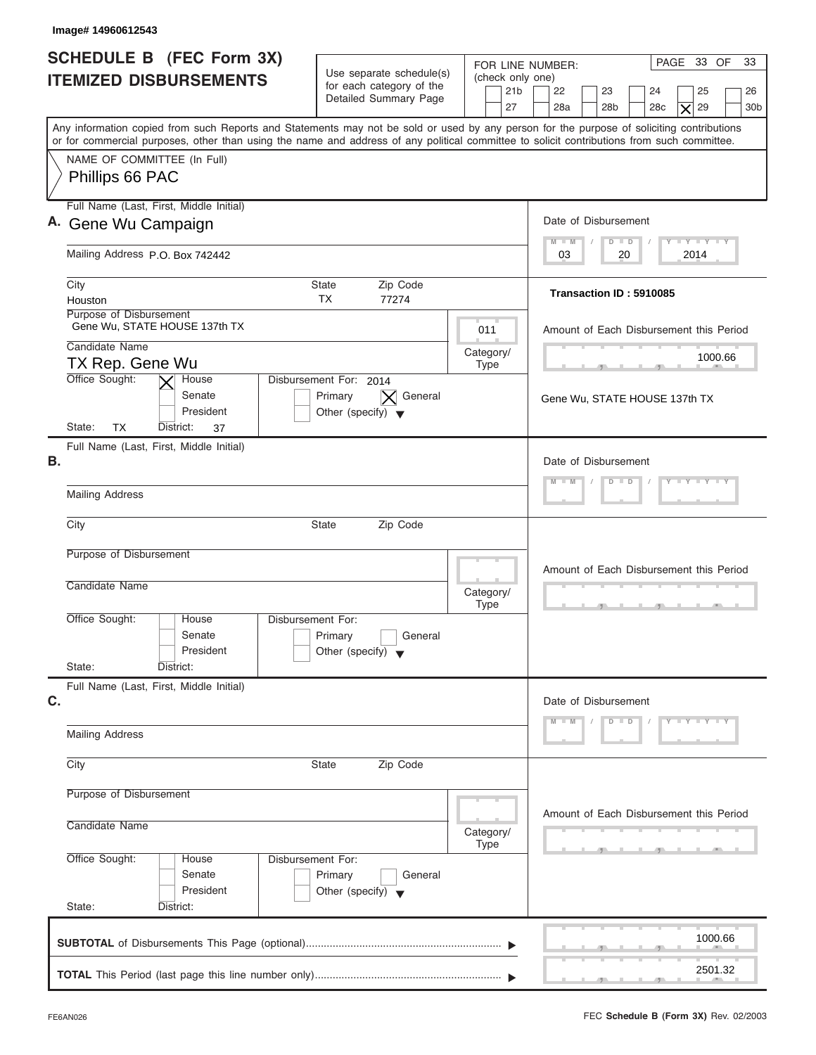Image# 14960612543

# SCHEDULE B (FEC Form 3X) ITEMIZED DISBURSEMENTS

Use separate schedule(s) for each category of the Detailed Summary Page

FOR LINE NUMBER: (check only one)

21b, 22, 23, 24, 25, 26, 27, 28a, 28b, 28c, [X] 29, 30b

PAGE 33 OF 33

Any information copied from such Reports and Statements may not be sold or used by any person for the purpose of soliciting contributions or for commercial purposes, other than using the name and address of any political committee to solicit contributions from such committee.

NAME OF COMMITTEE (In Full)
Phillips 66 PAC

**A.** Full Name (Last, First, Middle Initial): Gene Wu Campaign

Mailing Address: P.O. Box 742442

City: Houston | State: TX | Zip Code: 77274

Purpose of Disbursement: Gene Wu, STATE HOUSE 137th TX

Category/Type: 011

Candidate Name: TX Rep. Gene Wu

Office Sought: [X] House [ ] Senate [ ] President

State: TX District: 37

Disbursement For: 2014 [ ] Primary [X] General [ ] Other (specify)

Date of Disbursement: 03 / 20 / 2014

Transaction ID : 5910085

Amount of Each Disbursement this Period: 1000.66

Gene Wu, STATE HOUSE 137th TX

**B.** Full Name (Last, First, Middle Initial):

Mailing Address:

City: State: Zip Code:

Purpose of Disbursement:

Candidate Name:

Category/Type:

Office Sought: [ ] House [ ] Senate [ ] President

State: District:

Disbursement For: [ ] Primary [ ] General [ ] Other (specify)

Date of Disbursement:

Amount of Each Disbursement this Period:

**C.** Full Name (Last, First, Middle Initial):

Mailing Address:

City: State: Zip Code:

Purpose of Disbursement:

Candidate Name:

Category/Type:

Office Sought: [ ] House [ ] Senate [ ] President

State: District:

Disbursement For: [ ] Primary [ ] General [ ] Other (specify)

Date of Disbursement:

Amount of Each Disbursement this Period:

**SUBTOTAL** of Disbursements This Page (optional): 1000.66

**TOTAL** This Period (last page this line number only): 2501.32

FE6AN026

FEC **Schedule B (Form 3X)** Rev. 02/2003